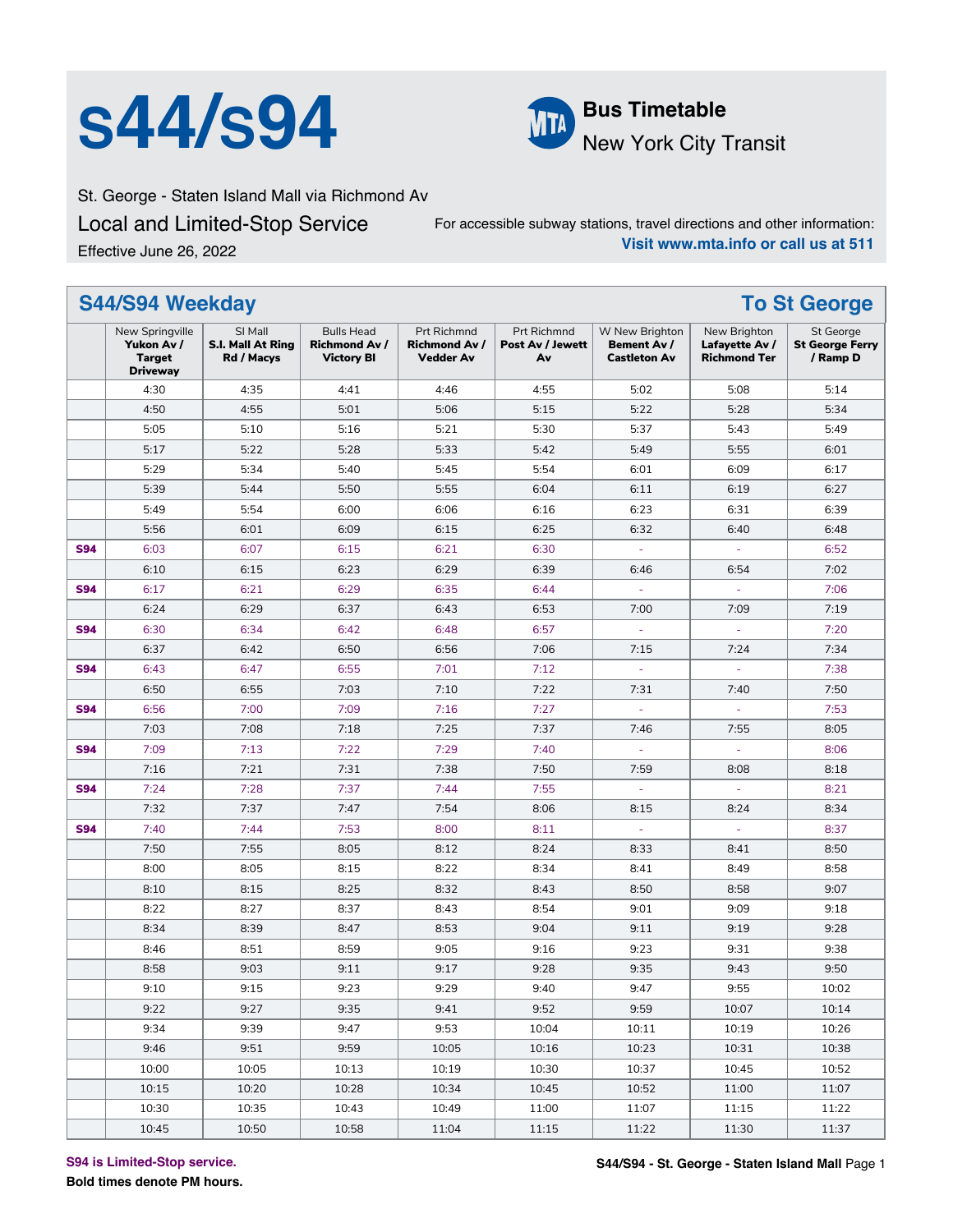# s44/s94

**Bus Timetable**
New York City Transit

St. George - Staten Island Mall via Richmond Av

Local and Limited-Stop Service

Effective June 26, 2022

For accessible subway stations, travel directions and other information:
**Visit www.mta.info or call us at 511**

## S44/S94 Weekday — To St George

| | New Springville **Yukon Av / Target Driveway** | SI Mall **S.I. Mall At Ring Rd / Macys** | Bulls Head **Richmond Av / Victory Bl** | Prt Richmnd **Richmond Av / Vedder Av** | Prt Richmnd **Post Av / Jewett Av** | W New Brighton **Bement Av / Castleton Av** | New Brighton **Lafayette Av / Richmond Ter** | St George **St George Ferry / Ramp D** |
|---|---|---|---|---|---|---|---|---|
| | 4:30 | 4:35 | 4:41 | 4:46 | 4:55 | 5:02 | 5:08 | 5:14 |
| | 4:50 | 4:55 | 5:01 | 5:06 | 5:15 | 5:22 | 5:28 | 5:34 |
| | 5:05 | 5:10 | 5:16 | 5:21 | 5:30 | 5:37 | 5:43 | 5:49 |
| | 5:17 | 5:22 | 5:28 | 5:33 | 5:42 | 5:49 | 5:55 | 6:01 |
| | 5:29 | 5:34 | 5:40 | 5:45 | 5:54 | 6:01 | 6:09 | 6:17 |
| | 5:39 | 5:44 | 5:50 | 5:55 | 6:04 | 6:11 | 6:19 | 6:27 |
| | 5:49 | 5:54 | 6:00 | 6:06 | 6:16 | 6:23 | 6:31 | 6:39 |
| | 5:56 | 6:01 | 6:09 | 6:15 | 6:25 | 6:32 | 6:40 | 6:48 |
| **S94** | 6:03 | 6:07 | 6:15 | 6:21 | 6:30 | - | - | 6:52 |
| | 6:10 | 6:15 | 6:23 | 6:29 | 6:39 | 6:46 | 6:54 | 7:02 |
| **S94** | 6:17 | 6:21 | 6:29 | 6:35 | 6:44 | - | - | 7:06 |
| | 6:24 | 6:29 | 6:37 | 6:43 | 6:53 | 7:00 | 7:09 | 7:19 |
| **S94** | 6:30 | 6:34 | 6:42 | 6:48 | 6:57 | - | - | 7:20 |
| | 6:37 | 6:42 | 6:50 | 6:56 | 7:06 | 7:15 | 7:24 | 7:34 |
| **S94** | 6:43 | 6:47 | 6:55 | 7:01 | 7:12 | - | - | 7:38 |
| | 6:50 | 6:55 | 7:03 | 7:10 | 7:22 | 7:31 | 7:40 | 7:50 |
| **S94** | 6:56 | 7:00 | 7:09 | 7:16 | 7:27 | - | - | 7:53 |
| | 7:03 | 7:08 | 7:18 | 7:25 | 7:37 | 7:46 | 7:55 | 8:05 |
| **S94** | 7:09 | 7:13 | 7:22 | 7:29 | 7:40 | - | - | 8:06 |
| | 7:16 | 7:21 | 7:31 | 7:38 | 7:50 | 7:59 | 8:08 | 8:18 |
| **S94** | 7:24 | 7:28 | 7:37 | 7:44 | 7:55 | - | - | 8:21 |
| | 7:32 | 7:37 | 7:47 | 7:54 | 8:06 | 8:15 | 8:24 | 8:34 |
| **S94** | 7:40 | 7:44 | 7:53 | 8:00 | 8:11 | - | - | 8:37 |
| | 7:50 | 7:55 | 8:05 | 8:12 | 8:24 | 8:33 | 8:41 | 8:50 |
| | 8:00 | 8:05 | 8:15 | 8:22 | 8:34 | 8:41 | 8:49 | 8:58 |
| | 8:10 | 8:15 | 8:25 | 8:32 | 8:43 | 8:50 | 8:58 | 9:07 |
| | 8:22 | 8:27 | 8:37 | 8:43 | 8:54 | 9:01 | 9:09 | 9:18 |
| | 8:34 | 8:39 | 8:47 | 8:53 | 9:04 | 9:11 | 9:19 | 9:28 |
| | 8:46 | 8:51 | 8:59 | 9:05 | 9:16 | 9:23 | 9:31 | 9:38 |
| | 8:58 | 9:03 | 9:11 | 9:17 | 9:28 | 9:35 | 9:43 | 9:50 |
| | 9:10 | 9:15 | 9:23 | 9:29 | 9:40 | 9:47 | 9:55 | 10:02 |
| | 9:22 | 9:27 | 9:35 | 9:41 | 9:52 | 9:59 | 10:07 | 10:14 |
| | 9:34 | 9:39 | 9:47 | 9:53 | 10:04 | 10:11 | 10:19 | 10:26 |
| | 9:46 | 9:51 | 9:59 | 10:05 | 10:16 | 10:23 | 10:31 | 10:38 |
| | 10:00 | 10:05 | 10:13 | 10:19 | 10:30 | 10:37 | 10:45 | 10:52 |
| | 10:15 | 10:20 | 10:28 | 10:34 | 10:45 | 10:52 | 11:00 | 11:07 |
| | 10:30 | 10:35 | 10:43 | 10:49 | 11:00 | 11:07 | 11:15 | 11:22 |
| | 10:45 | 10:50 | 10:58 | 11:04 | 11:15 | 11:22 | 11:30 | 11:37 |

**S94 is Limited-Stop service.**

**Bold times denote PM hours.**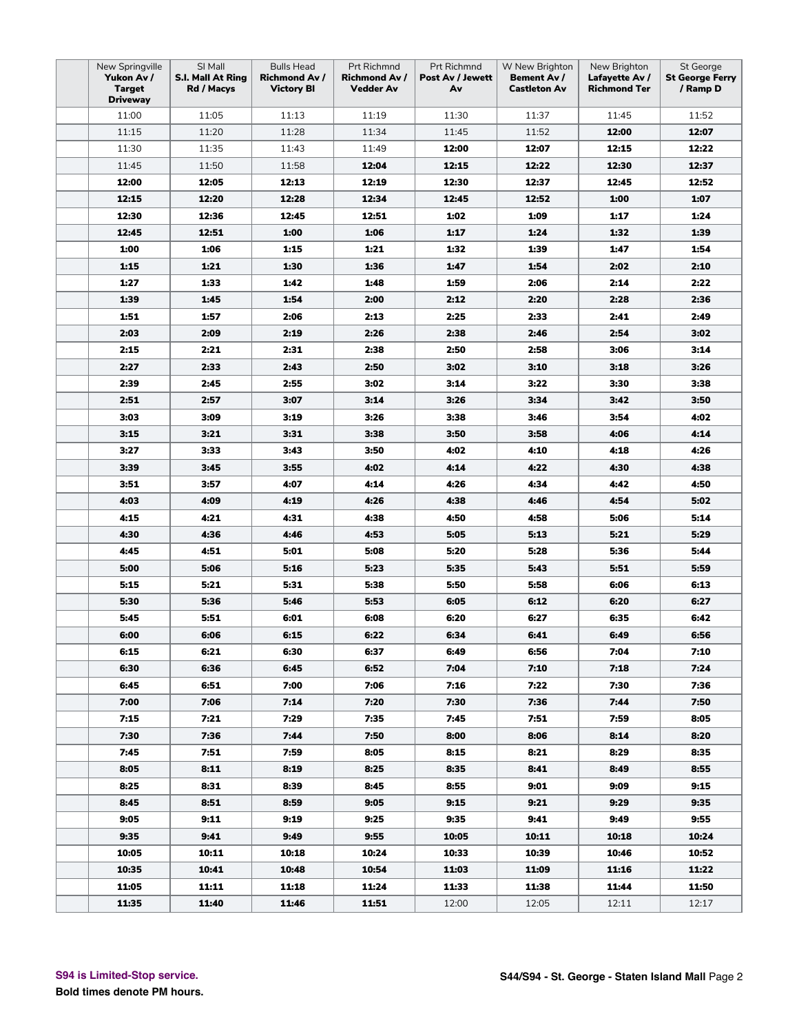| | New Springville **Yukon Av / Target Driveway** | SI Mall **S.I. Mall At Ring Rd / Macys** | Bulls Head **Richmond Av / Victory Bl** | Prt Richmnd **Richmond Av / Vedder Av** | Prt Richmnd **Post Av / Jewett Av** | W New Brighton **Bement Av / Castleton Av** | New Brighton **Lafayette Av / Richmond Ter** | St George **St George Ferry / Ramp D** |
|---|---|---|---|---|---|---|---|---|
| | 11:00 | 11:05 | 11:13 | 11:19 | 11:30 | 11:37 | 11:45 | 11:52 |
| | 11:15 | 11:20 | 11:28 | 11:34 | 11:45 | 11:52 | **12:00** | **12:07** |
| | 11:30 | 11:35 | 11:43 | 11:49 | **12:00** | **12:07** | **12:15** | **12:22** |
| | 11:45 | 11:50 | 11:58 | **12:04** | **12:15** | **12:22** | **12:30** | **12:37** |
| | **12:00** | **12:05** | **12:13** | **12:19** | **12:30** | **12:37** | **12:45** | **12:52** |
| | **12:15** | **12:20** | **12:28** | **12:34** | **12:45** | **12:52** | **1:00** | **1:07** |
| | **12:30** | **12:36** | **12:45** | **12:51** | **1:02** | **1:09** | **1:17** | **1:24** |
| | **12:45** | **12:51** | **1:00** | **1:06** | **1:17** | **1:24** | **1:32** | **1:39** |
| | **1:00** | **1:06** | **1:15** | **1:21** | **1:32** | **1:39** | **1:47** | **1:54** |
| | **1:15** | **1:21** | **1:30** | **1:36** | **1:47** | **1:54** | **2:02** | **2:10** |
| | **1:27** | **1:33** | **1:42** | **1:48** | **1:59** | **2:06** | **2:14** | **2:22** |
| | **1:39** | **1:45** | **1:54** | **2:00** | **2:12** | **2:20** | **2:28** | **2:36** |
| | **1:51** | **1:57** | **2:06** | **2:13** | **2:25** | **2:33** | **2:41** | **2:49** |
| | **2:03** | **2:09** | **2:19** | **2:26** | **2:38** | **2:46** | **2:54** | **3:02** |
| | **2:15** | **2:21** | **2:31** | **2:38** | **2:50** | **2:58** | **3:06** | **3:14** |
| | **2:27** | **2:33** | **2:43** | **2:50** | **3:02** | **3:10** | **3:18** | **3:26** |
| | **2:39** | **2:45** | **2:55** | **3:02** | **3:14** | **3:22** | **3:30** | **3:38** |
| | **2:51** | **2:57** | **3:07** | **3:14** | **3:26** | **3:34** | **3:42** | **3:50** |
| | **3:03** | **3:09** | **3:19** | **3:26** | **3:38** | **3:46** | **3:54** | **4:02** |
| | **3:15** | **3:21** | **3:31** | **3:38** | **3:50** | **3:58** | **4:06** | **4:14** |
| | **3:27** | **3:33** | **3:43** | **3:50** | **4:02** | **4:10** | **4:18** | **4:26** |
| | **3:39** | **3:45** | **3:55** | **4:02** | **4:14** | **4:22** | **4:30** | **4:38** |
| | **3:51** | **3:57** | **4:07** | **4:14** | **4:26** | **4:34** | **4:42** | **4:50** |
| | **4:03** | **4:09** | **4:19** | **4:26** | **4:38** | **4:46** | **4:54** | **5:02** |
| | **4:15** | **4:21** | **4:31** | **4:38** | **4:50** | **4:58** | **5:06** | **5:14** |
| | **4:30** | **4:36** | **4:46** | **4:53** | **5:05** | **5:13** | **5:21** | **5:29** |
| | **4:45** | **4:51** | **5:01** | **5:08** | **5:20** | **5:28** | **5:36** | **5:44** |
| | **5:00** | **5:06** | **5:16** | **5:23** | **5:35** | **5:43** | **5:51** | **5:59** |
| | **5:15** | **5:21** | **5:31** | **5:38** | **5:50** | **5:58** | **6:06** | **6:13** |
| | **5:30** | **5:36** | **5:46** | **5:53** | **6:05** | **6:12** | **6:20** | **6:27** |
| | **5:45** | **5:51** | **6:01** | **6:08** | **6:20** | **6:27** | **6:35** | **6:42** |
| | **6:00** | **6:06** | **6:15** | **6:22** | **6:34** | **6:41** | **6:49** | **6:56** |
| | **6:15** | **6:21** | **6:30** | **6:37** | **6:49** | **6:56** | **7:04** | **7:10** |
| | **6:30** | **6:36** | **6:45** | **6:52** | **7:04** | **7:10** | **7:18** | **7:24** |
| | **6:45** | **6:51** | **7:00** | **7:06** | **7:16** | **7:22** | **7:30** | **7:36** |
| | **7:00** | **7:06** | **7:14** | **7:20** | **7:30** | **7:36** | **7:44** | **7:50** |
| | **7:15** | **7:21** | **7:29** | **7:35** | **7:45** | **7:51** | **7:59** | **8:05** |
| | **7:30** | **7:36** | **7:44** | **7:50** | **8:00** | **8:06** | **8:14** | **8:20** |
| | **7:45** | **7:51** | **7:59** | **8:05** | **8:15** | **8:21** | **8:29** | **8:35** |
| | **8:05** | **8:11** | **8:19** | **8:25** | **8:35** | **8:41** | **8:49** | **8:55** |
| | **8:25** | **8:31** | **8:39** | **8:45** | **8:55** | **9:01** | **9:09** | **9:15** |
| | **8:45** | **8:51** | **8:59** | **9:05** | **9:15** | **9:21** | **9:29** | **9:35** |
| | **9:05** | **9:11** | **9:19** | **9:25** | **9:35** | **9:41** | **9:49** | **9:55** |
| | **9:35** | **9:41** | **9:49** | **9:55** | **10:05** | **10:11** | **10:18** | **10:24** |
| | **10:05** | **10:11** | **10:18** | **10:24** | **10:33** | **10:39** | **10:46** | **10:52** |
| | **10:35** | **10:41** | **10:48** | **10:54** | **11:03** | **11:09** | **11:16** | **11:22** |
| | **11:05** | **11:11** | **11:18** | **11:24** | **11:33** | **11:38** | **11:44** | **11:50** |
| | **11:35** | **11:40** | **11:46** | **11:51** | 12:00 | 12:05 | 12:11 | 12:17 |

**S94 is Limited-Stop service.**

**Bold times denote PM hours.**

**S44/S94 - St. George - Staten Island Mall**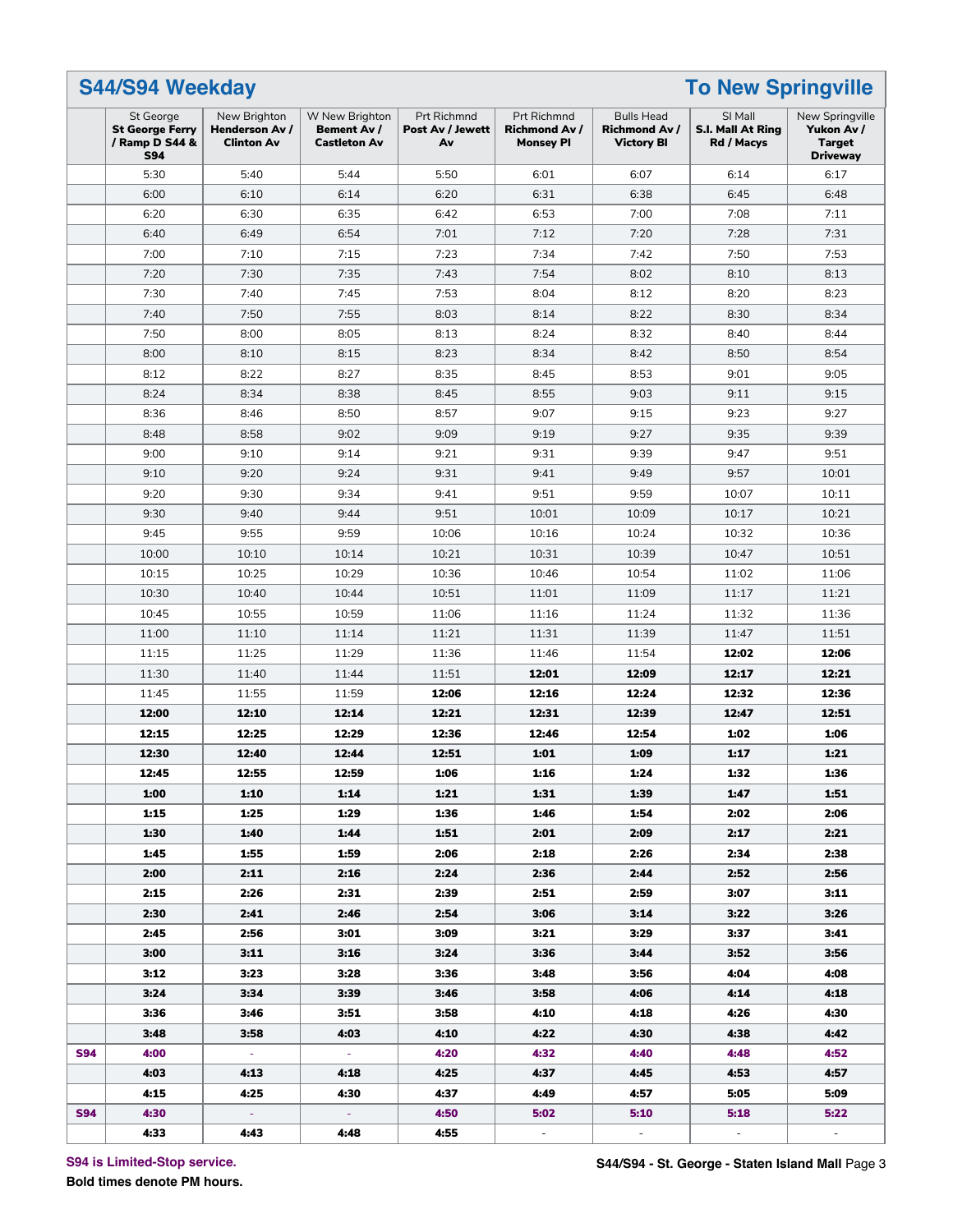## S44/S94 Weekday — To New Springville

| | St George **St George Ferry / Ramp D S44 & S94** | New Brighton **Henderson Av / Clinton Av** | W New Brighton **Bement Av / Castleton Av** | Prt Richmnd **Post Av / Jewett Av** | Prt Richmnd **Richmond Av / Monsey Pl** | Bulls Head **Richmond Av / Victory Bl** | SI Mall **S.I. Mall At Ring Rd / Macys** | New Springville **Yukon Av / Target Driveway** |
|---|---|---|---|---|---|---|---|---|
| | 5:30 | 5:40 | 5:44 | 5:50 | 6:01 | 6:07 | 6:14 | 6:17 |
| | 6:00 | 6:10 | 6:14 | 6:20 | 6:31 | 6:38 | 6:45 | 6:48 |
| | 6:20 | 6:30 | 6:35 | 6:42 | 6:53 | 7:00 | 7:08 | 7:11 |
| | 6:40 | 6:49 | 6:54 | 7:01 | 7:12 | 7:20 | 7:28 | 7:31 |
| | 7:00 | 7:10 | 7:15 | 7:23 | 7:34 | 7:42 | 7:50 | 7:53 |
| | 7:20 | 7:30 | 7:35 | 7:43 | 7:54 | 8:02 | 8:10 | 8:13 |
| | 7:30 | 7:40 | 7:45 | 7:53 | 8:04 | 8:12 | 8:20 | 8:23 |
| | 7:40 | 7:50 | 7:55 | 8:03 | 8:14 | 8:22 | 8:30 | 8:34 |
| | 7:50 | 8:00 | 8:05 | 8:13 | 8:24 | 8:32 | 8:40 | 8:44 |
| | 8:00 | 8:10 | 8:15 | 8:23 | 8:34 | 8:42 | 8:50 | 8:54 |
| | 8:12 | 8:22 | 8:27 | 8:35 | 8:45 | 8:53 | 9:01 | 9:05 |
| | 8:24 | 8:34 | 8:38 | 8:45 | 8:55 | 9:03 | 9:11 | 9:15 |
| | 8:36 | 8:46 | 8:50 | 8:57 | 9:07 | 9:15 | 9:23 | 9:27 |
| | 8:48 | 8:58 | 9:02 | 9:09 | 9:19 | 9:27 | 9:35 | 9:39 |
| | 9:00 | 9:10 | 9:14 | 9:21 | 9:31 | 9:39 | 9:47 | 9:51 |
| | 9:10 | 9:20 | 9:24 | 9:31 | 9:41 | 9:49 | 9:57 | 10:01 |
| | 9:20 | 9:30 | 9:34 | 9:41 | 9:51 | 9:59 | 10:07 | 10:11 |
| | 9:30 | 9:40 | 9:44 | 9:51 | 10:01 | 10:09 | 10:17 | 10:21 |
| | 9:45 | 9:55 | 9:59 | 10:06 | 10:16 | 10:24 | 10:32 | 10:36 |
| | 10:00 | 10:10 | 10:14 | 10:21 | 10:31 | 10:39 | 10:47 | 10:51 |
| | 10:15 | 10:25 | 10:29 | 10:36 | 10:46 | 10:54 | 11:02 | 11:06 |
| | 10:30 | 10:40 | 10:44 | 10:51 | 11:01 | 11:09 | 11:17 | 11:21 |
| | 10:45 | 10:55 | 10:59 | 11:06 | 11:16 | 11:24 | 11:32 | 11:36 |
| | 11:00 | 11:10 | 11:14 | 11:21 | 11:31 | 11:39 | 11:47 | 11:51 |
| | 11:15 | 11:25 | 11:29 | 11:36 | 11:46 | 11:54 | **12:02** | **12:06** |
| | 11:30 | 11:40 | 11:44 | 11:51 | **12:01** | **12:09** | **12:17** | **12:21** |
| | 11:45 | 11:55 | 11:59 | **12:06** | **12:16** | **12:24** | **12:32** | **12:36** |
| | **12:00** | **12:10** | **12:14** | **12:21** | **12:31** | **12:39** | **12:47** | **12:51** |
| | **12:15** | **12:25** | **12:29** | **12:36** | **12:46** | **12:54** | **1:02** | **1:06** |
| | **12:30** | **12:40** | **12:44** | **12:51** | **1:01** | **1:09** | **1:17** | **1:21** |
| | **12:45** | **12:55** | **12:59** | **1:06** | **1:16** | **1:24** | **1:32** | **1:36** |
| | **1:00** | **1:10** | **1:14** | **1:21** | **1:31** | **1:39** | **1:47** | **1:51** |
| | **1:15** | **1:25** | **1:29** | **1:36** | **1:46** | **1:54** | **2:02** | **2:06** |
| | **1:30** | **1:40** | **1:44** | **1:51** | **2:01** | **2:09** | **2:17** | **2:21** |
| | **1:45** | **1:55** | **1:59** | **2:06** | **2:18** | **2:26** | **2:34** | **2:38** |
| | **2:00** | **2:11** | **2:16** | **2:24** | **2:36** | **2:44** | **2:52** | **2:56** |
| | **2:15** | **2:26** | **2:31** | **2:39** | **2:51** | **2:59** | **3:07** | **3:11** |
| | **2:30** | **2:41** | **2:46** | **2:54** | **3:06** | **3:14** | **3:22** | **3:26** |
| | **2:45** | **2:56** | **3:01** | **3:09** | **3:21** | **3:29** | **3:37** | **3:41** |
| | **3:00** | **3:11** | **3:16** | **3:24** | **3:36** | **3:44** | **3:52** | **3:56** |
| | **3:12** | **3:23** | **3:28** | **3:36** | **3:48** | **3:56** | **4:04** | **4:08** |
| | **3:24** | **3:34** | **3:39** | **3:46** | **3:58** | **4:06** | **4:14** | **4:18** |
| | **3:36** | **3:46** | **3:51** | **3:58** | **4:10** | **4:18** | **4:26** | **4:30** |
| | **3:48** | **3:58** | **4:03** | **4:10** | **4:22** | **4:30** | **4:38** | **4:42** |
| **S94** | **4:00** | - | - | **4:20** | **4:32** | **4:40** | **4:48** | **4:52** |
| | **4:03** | **4:13** | **4:18** | **4:25** | **4:37** | **4:45** | **4:53** | **4:57** |
| | **4:15** | **4:25** | **4:30** | **4:37** | **4:49** | **4:57** | **5:05** | **5:09** |
| **S94** | **4:30** | - | - | **4:50** | **5:02** | **5:10** | **5:18** | **5:22** |
| | **4:33** | **4:43** | **4:48** | **4:55** | - | - | - | - |

**S94 is Limited-Stop service.**

**Bold times denote PM hours.**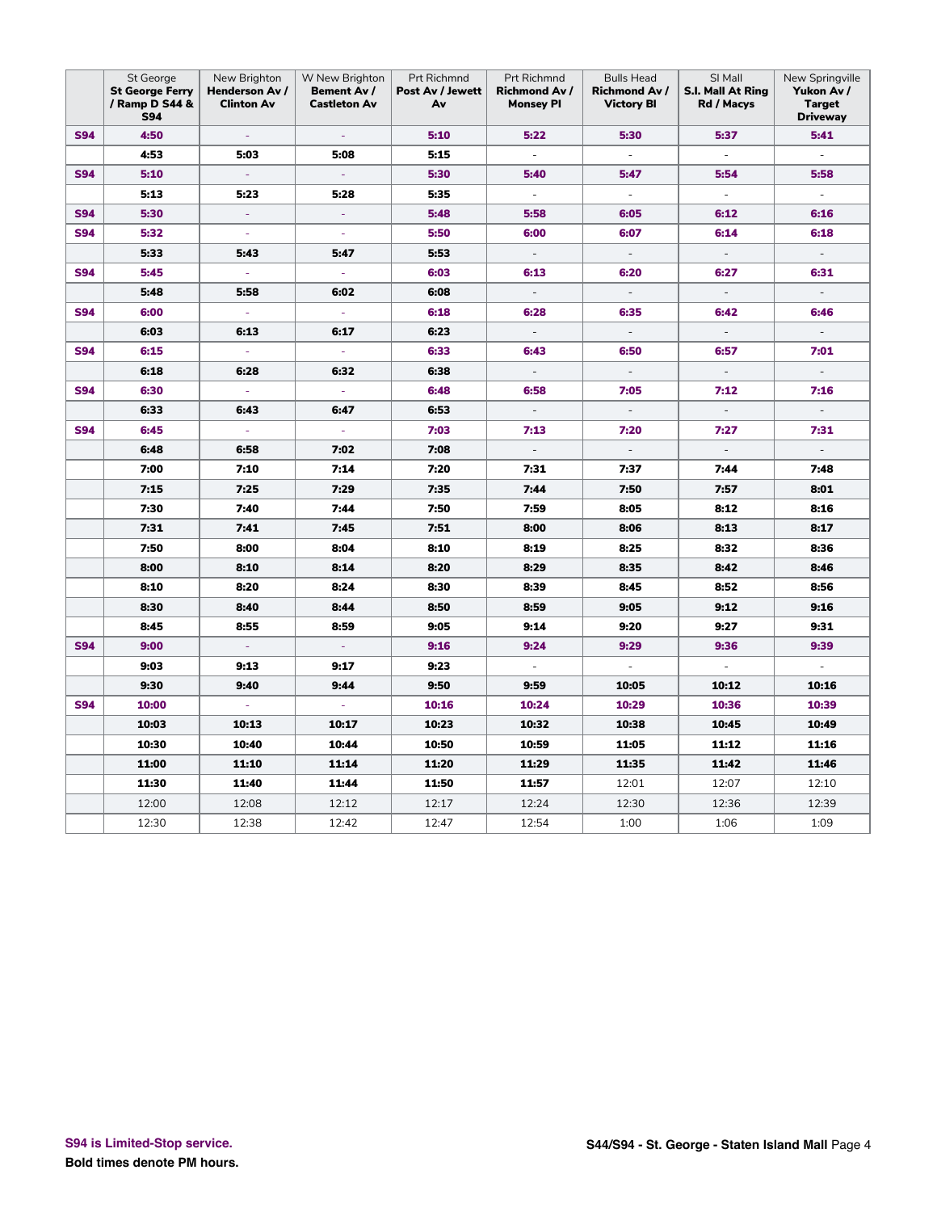| | St George **St George Ferry / Ramp D S44 & S94** | New Brighton **Henderson Av / Clinton Av** | W New Brighton **Bement Av / Castleton Av** | Prt Richmnd **Post Av / Jewett Av** | Prt Richmnd **Richmond Av / Monsey Pl** | Bulls Head **Richmond Av / Victory Bl** | SI Mall **S.I. Mall At Ring Rd / Macys** | New Springville **Yukon Av / Target Driveway** |
|---|---|---|---|---|---|---|---|---|
| **S94** | **4:50** | - | - | **5:10** | **5:22** | **5:30** | **5:37** | **5:41** |
| | **4:53** | **5:03** | **5:08** | **5:15** | - | - | - | - |
| **S94** | **5:10** | - | - | **5:30** | **5:40** | **5:47** | **5:54** | **5:58** |
| | **5:13** | **5:23** | **5:28** | **5:35** | - | - | - | - |
| **S94** | **5:30** | - | - | **5:48** | **5:58** | **6:05** | **6:12** | **6:16** |
| **S94** | **5:32** | - | - | **5:50** | **6:00** | **6:07** | **6:14** | **6:18** |
| | **5:33** | **5:43** | **5:47** | **5:53** | - | - | - | - |
| **S94** | **5:45** | - | - | **6:03** | **6:13** | **6:20** | **6:27** | **6:31** |
| | **5:48** | **5:58** | **6:02** | **6:08** | - | - | - | - |
| **S94** | **6:00** | - | - | **6:18** | **6:28** | **6:35** | **6:42** | **6:46** |
| | **6:03** | **6:13** | **6:17** | **6:23** | - | - | - | - |
| **S94** | **6:15** | - | - | **6:33** | **6:43** | **6:50** | **6:57** | **7:01** |
| | **6:18** | **6:28** | **6:32** | **6:38** | - | - | - | - |
| **S94** | **6:30** | - | - | **6:48** | **6:58** | **7:05** | **7:12** | **7:16** |
| | **6:33** | **6:43** | **6:47** | **6:53** | - | - | - | - |
| **S94** | **6:45** | - | - | **7:03** | **7:13** | **7:20** | **7:27** | **7:31** |
| | **6:48** | **6:58** | **7:02** | **7:08** | - | - | - | - |
| | **7:00** | **7:10** | **7:14** | **7:20** | **7:31** | **7:37** | **7:44** | **7:48** |
| | **7:15** | **7:25** | **7:29** | **7:35** | **7:44** | **7:50** | **7:57** | **8:01** |
| | **7:30** | **7:40** | **7:44** | **7:50** | **7:59** | **8:05** | **8:12** | **8:16** |
| | **7:31** | **7:41** | **7:45** | **7:51** | **8:00** | **8:06** | **8:13** | **8:17** |
| | **7:50** | **8:00** | **8:04** | **8:10** | **8:19** | **8:25** | **8:32** | **8:36** |
| | **8:00** | **8:10** | **8:14** | **8:20** | **8:29** | **8:35** | **8:42** | **8:46** |
| | **8:10** | **8:20** | **8:24** | **8:30** | **8:39** | **8:45** | **8:52** | **8:56** |
| | **8:30** | **8:40** | **8:44** | **8:50** | **8:59** | **9:05** | **9:12** | **9:16** |
| | **8:45** | **8:55** | **8:59** | **9:05** | **9:14** | **9:20** | **9:27** | **9:31** |
| **S94** | **9:00** | - | - | **9:16** | **9:24** | **9:29** | **9:36** | **9:39** |
| | **9:03** | **9:13** | **9:17** | **9:23** | - | - | - | - |
| | **9:30** | **9:40** | **9:44** | **9:50** | **9:59** | **10:05** | **10:12** | **10:16** |
| **S94** | **10:00** | - | - | **10:16** | **10:24** | **10:29** | **10:36** | **10:39** |
| | **10:03** | **10:13** | **10:17** | **10:23** | **10:32** | **10:38** | **10:45** | **10:49** |
| | **10:30** | **10:40** | **10:44** | **10:50** | **10:59** | **11:05** | **11:12** | **11:16** |
| | **11:00** | **11:10** | **11:14** | **11:20** | **11:29** | **11:35** | **11:42** | **11:46** |
| | **11:30** | **11:40** | **11:44** | **11:50** | **11:57** | 12:01 | 12:07 | 12:10 |
| | 12:00 | 12:08 | 12:12 | 12:17 | 12:24 | 12:30 | 12:36 | 12:39 |
| | 12:30 | 12:38 | 12:42 | 12:47 | 12:54 | 1:00 | 1:06 | 1:09 |

**S94 is Limited-Stop service.**

**Bold times denote PM hours.**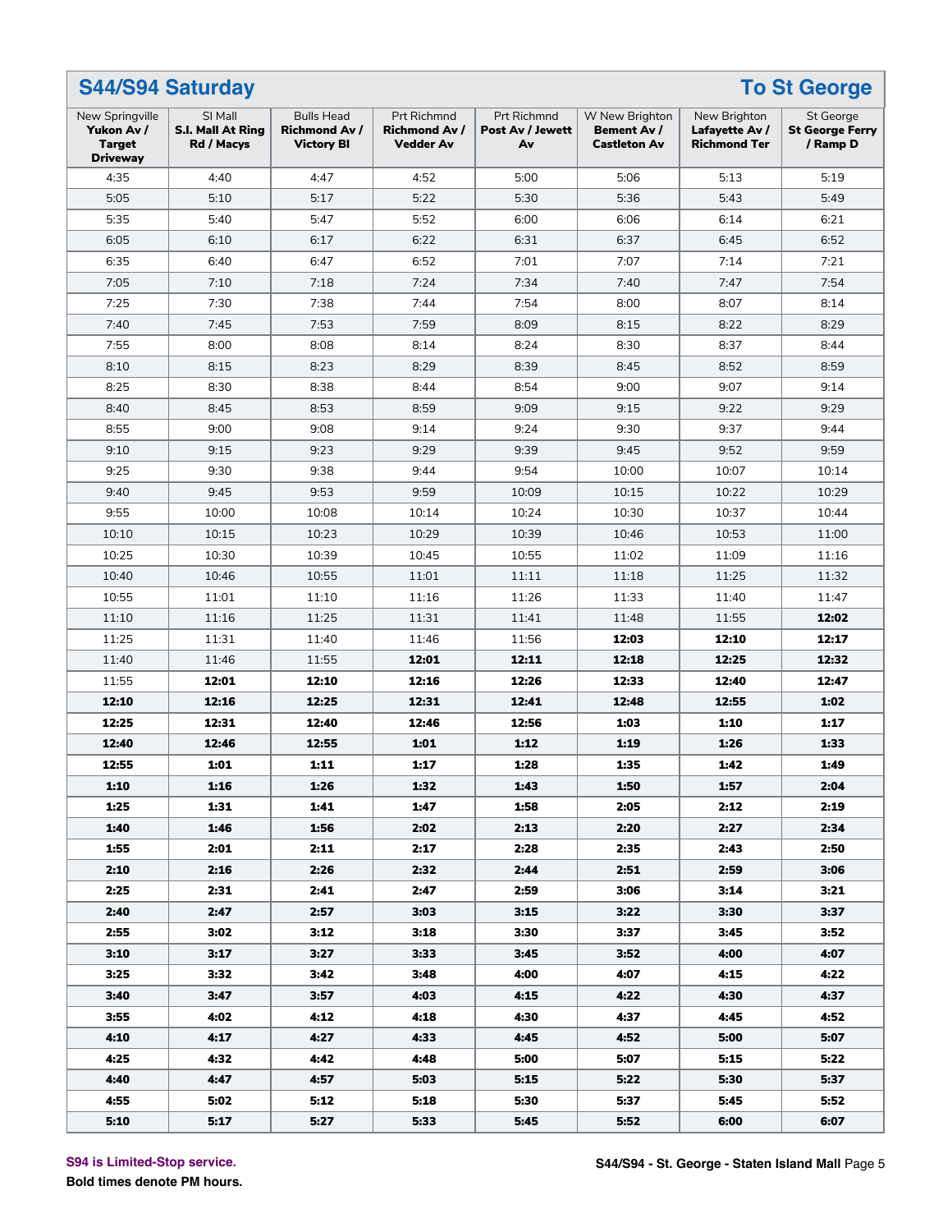## S44/S94 Saturday — To St George

| New Springville Yukon Av / Target Driveway | SI Mall S.I. Mall At Ring Rd / Macys | Bulls Head Richmond Av / Victory Bl | Prt Richmnd Richmond Av / Vedder Av | Prt Richmnd Post Av / Jewett Av | W New Brighton Bement Av / Castleton Av | New Brighton Lafayette Av / Richmond Ter | St George St George Ferry / Ramp D |
|---|---|---|---|---|---|---|---|
| 4:35 | 4:40 | 4:47 | 4:52 | 5:00 | 5:06 | 5:13 | 5:19 |
| 5:05 | 5:10 | 5:17 | 5:22 | 5:30 | 5:36 | 5:43 | 5:49 |
| 5:35 | 5:40 | 5:47 | 5:52 | 6:00 | 6:06 | 6:14 | 6:21 |
| 6:05 | 6:10 | 6:17 | 6:22 | 6:31 | 6:37 | 6:45 | 6:52 |
| 6:35 | 6:40 | 6:47 | 6:52 | 7:01 | 7:07 | 7:14 | 7:21 |
| 7:05 | 7:10 | 7:18 | 7:24 | 7:34 | 7:40 | 7:47 | 7:54 |
| 7:25 | 7:30 | 7:38 | 7:44 | 7:54 | 8:00 | 8:07 | 8:14 |
| 7:40 | 7:45 | 7:53 | 7:59 | 8:09 | 8:15 | 8:22 | 8:29 |
| 7:55 | 8:00 | 8:08 | 8:14 | 8:24 | 8:30 | 8:37 | 8:44 |
| 8:10 | 8:15 | 8:23 | 8:29 | 8:39 | 8:45 | 8:52 | 8:59 |
| 8:25 | 8:30 | 8:38 | 8:44 | 8:54 | 9:00 | 9:07 | 9:14 |
| 8:40 | 8:45 | 8:53 | 8:59 | 9:09 | 9:15 | 9:22 | 9:29 |
| 8:55 | 9:00 | 9:08 | 9:14 | 9:24 | 9:30 | 9:37 | 9:44 |
| 9:10 | 9:15 | 9:23 | 9:29 | 9:39 | 9:45 | 9:52 | 9:59 |
| 9:25 | 9:30 | 9:38 | 9:44 | 9:54 | 10:00 | 10:07 | 10:14 |
| 9:40 | 9:45 | 9:53 | 9:59 | 10:09 | 10:15 | 10:22 | 10:29 |
| 9:55 | 10:00 | 10:08 | 10:14 | 10:24 | 10:30 | 10:37 | 10:44 |
| 10:10 | 10:15 | 10:23 | 10:29 | 10:39 | 10:46 | 10:53 | 11:00 |
| 10:25 | 10:30 | 10:39 | 10:45 | 10:55 | 11:02 | 11:09 | 11:16 |
| 10:40 | 10:46 | 10:55 | 11:01 | 11:11 | 11:18 | 11:25 | 11:32 |
| 10:55 | 11:01 | 11:10 | 11:16 | 11:26 | 11:33 | 11:40 | 11:47 |
| 11:10 | 11:16 | 11:25 | 11:31 | 11:41 | 11:48 | 11:55 | **12:02** |
| 11:25 | 11:31 | 11:40 | 11:46 | 11:56 | **12:03** | **12:10** | **12:17** |
| 11:40 | 11:46 | 11:55 | **12:01** | **12:11** | **12:18** | **12:25** | **12:32** |
| 11:55 | **12:01** | **12:10** | **12:16** | **12:26** | **12:33** | **12:40** | **12:47** |
| **12:10** | **12:16** | **12:25** | **12:31** | **12:41** | **12:48** | **12:55** | **1:02** |
| **12:25** | **12:31** | **12:40** | **12:46** | **12:56** | **1:03** | **1:10** | **1:17** |
| **12:40** | **12:46** | **12:55** | **1:01** | **1:12** | **1:19** | **1:26** | **1:33** |
| **12:55** | **1:01** | **1:11** | **1:17** | **1:28** | **1:35** | **1:42** | **1:49** |
| **1:10** | **1:16** | **1:26** | **1:32** | **1:43** | **1:50** | **1:57** | **2:04** |
| **1:25** | **1:31** | **1:41** | **1:47** | **1:58** | **2:05** | **2:12** | **2:19** |
| **1:40** | **1:46** | **1:56** | **2:02** | **2:13** | **2:20** | **2:27** | **2:34** |
| **1:55** | **2:01** | **2:11** | **2:17** | **2:28** | **2:35** | **2:43** | **2:50** |
| **2:10** | **2:16** | **2:26** | **2:32** | **2:44** | **2:51** | **2:59** | **3:06** |
| **2:25** | **2:31** | **2:41** | **2:47** | **2:59** | **3:06** | **3:14** | **3:21** |
| **2:40** | **2:47** | **2:57** | **3:03** | **3:15** | **3:22** | **3:30** | **3:37** |
| **2:55** | **3:02** | **3:12** | **3:18** | **3:30** | **3:37** | **3:45** | **3:52** |
| **3:10** | **3:17** | **3:27** | **3:33** | **3:45** | **3:52** | **4:00** | **4:07** |
| **3:25** | **3:32** | **3:42** | **3:48** | **4:00** | **4:07** | **4:15** | **4:22** |
| **3:40** | **3:47** | **3:57** | **4:03** | **4:15** | **4:22** | **4:30** | **4:37** |
| **3:55** | **4:02** | **4:12** | **4:18** | **4:30** | **4:37** | **4:45** | **4:52** |
| **4:10** | **4:17** | **4:27** | **4:33** | **4:45** | **4:52** | **5:00** | **5:07** |
| **4:25** | **4:32** | **4:42** | **4:48** | **5:00** | **5:07** | **5:15** | **5:22** |
| **4:40** | **4:47** | **4:57** | **5:03** | **5:15** | **5:22** | **5:30** | **5:37** |
| **4:55** | **5:02** | **5:12** | **5:18** | **5:30** | **5:37** | **5:45** | **5:52** |
| **5:10** | **5:17** | **5:27** | **5:33** | **5:45** | **5:52** | **6:00** | **6:07** |

S94 is Limited-Stop service.

**Bold times denote PM hours.**

**S44/S94 - St. George - Staten Island Mall**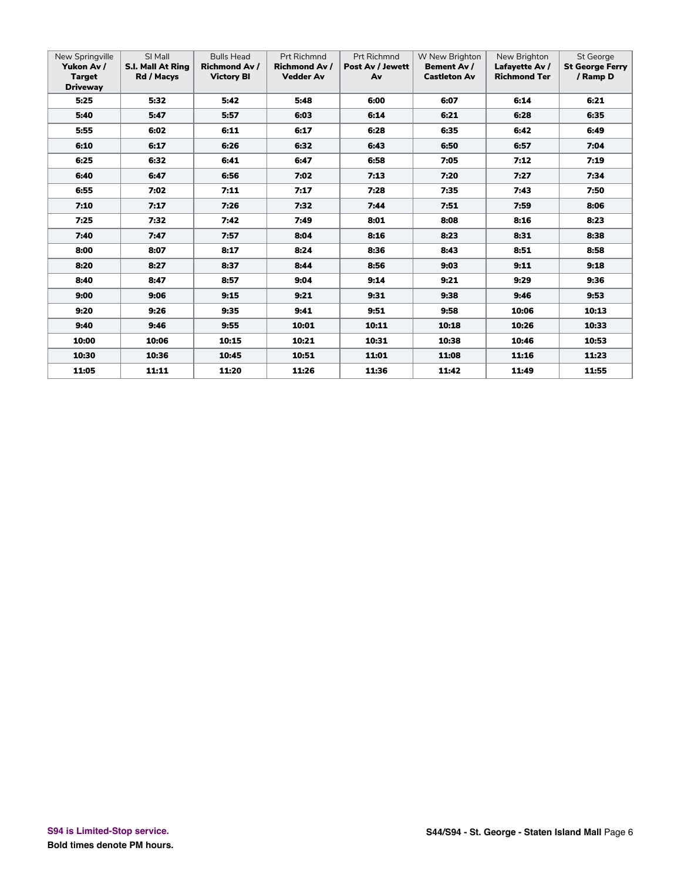| New Springville **Yukon Av / Target Driveway** | SI Mall **S.I. Mall At Ring Rd / Macys** | Bulls Head **Richmond Av / Victory Bl** | Prt Richmnd **Richmond Av / Vedder Av** | Prt Richmnd **Post Av / Jewett Av** | W New Brighton **Bement Av / Castleton Av** | New Brighton **Lafayette Av / Richmond Ter** | St George **St George Ferry / Ramp D** |
|---|---|---|---|---|---|---|---|
| **5:25** | **5:32** | **5:42** | **5:48** | **6:00** | **6:07** | **6:14** | **6:21** |
| **5:40** | **5:47** | **5:57** | **6:03** | **6:14** | **6:21** | **6:28** | **6:35** |
| **5:55** | **6:02** | **6:11** | **6:17** | **6:28** | **6:35** | **6:42** | **6:49** |
| **6:10** | **6:17** | **6:26** | **6:32** | **6:43** | **6:50** | **6:57** | **7:04** |
| **6:25** | **6:32** | **6:41** | **6:47** | **6:58** | **7:05** | **7:12** | **7:19** |
| **6:40** | **6:47** | **6:56** | **7:02** | **7:13** | **7:20** | **7:27** | **7:34** |
| **6:55** | **7:02** | **7:11** | **7:17** | **7:28** | **7:35** | **7:43** | **7:50** |
| **7:10** | **7:17** | **7:26** | **7:32** | **7:44** | **7:51** | **7:59** | **8:06** |
| **7:25** | **7:32** | **7:42** | **7:49** | **8:01** | **8:08** | **8:16** | **8:23** |
| **7:40** | **7:47** | **7:57** | **8:04** | **8:16** | **8:23** | **8:31** | **8:38** |
| **8:00** | **8:07** | **8:17** | **8:24** | **8:36** | **8:43** | **8:51** | **8:58** |
| **8:20** | **8:27** | **8:37** | **8:44** | **8:56** | **9:03** | **9:11** | **9:18** |
| **8:40** | **8:47** | **8:57** | **9:04** | **9:14** | **9:21** | **9:29** | **9:36** |
| **9:00** | **9:06** | **9:15** | **9:21** | **9:31** | **9:38** | **9:46** | **9:53** |
| **9:20** | **9:26** | **9:35** | **9:41** | **9:51** | **9:58** | **10:06** | **10:13** |
| **9:40** | **9:46** | **9:55** | **10:01** | **10:11** | **10:18** | **10:26** | **10:33** |
| **10:00** | **10:06** | **10:15** | **10:21** | **10:31** | **10:38** | **10:46** | **10:53** |
| **10:30** | **10:36** | **10:45** | **10:51** | **11:01** | **11:08** | **11:16** | **11:23** |
| **11:05** | **11:11** | **11:20** | **11:26** | **11:36** | **11:42** | **11:49** | **11:55** |

**S94 is Limited-Stop service.**

**Bold times denote PM hours.**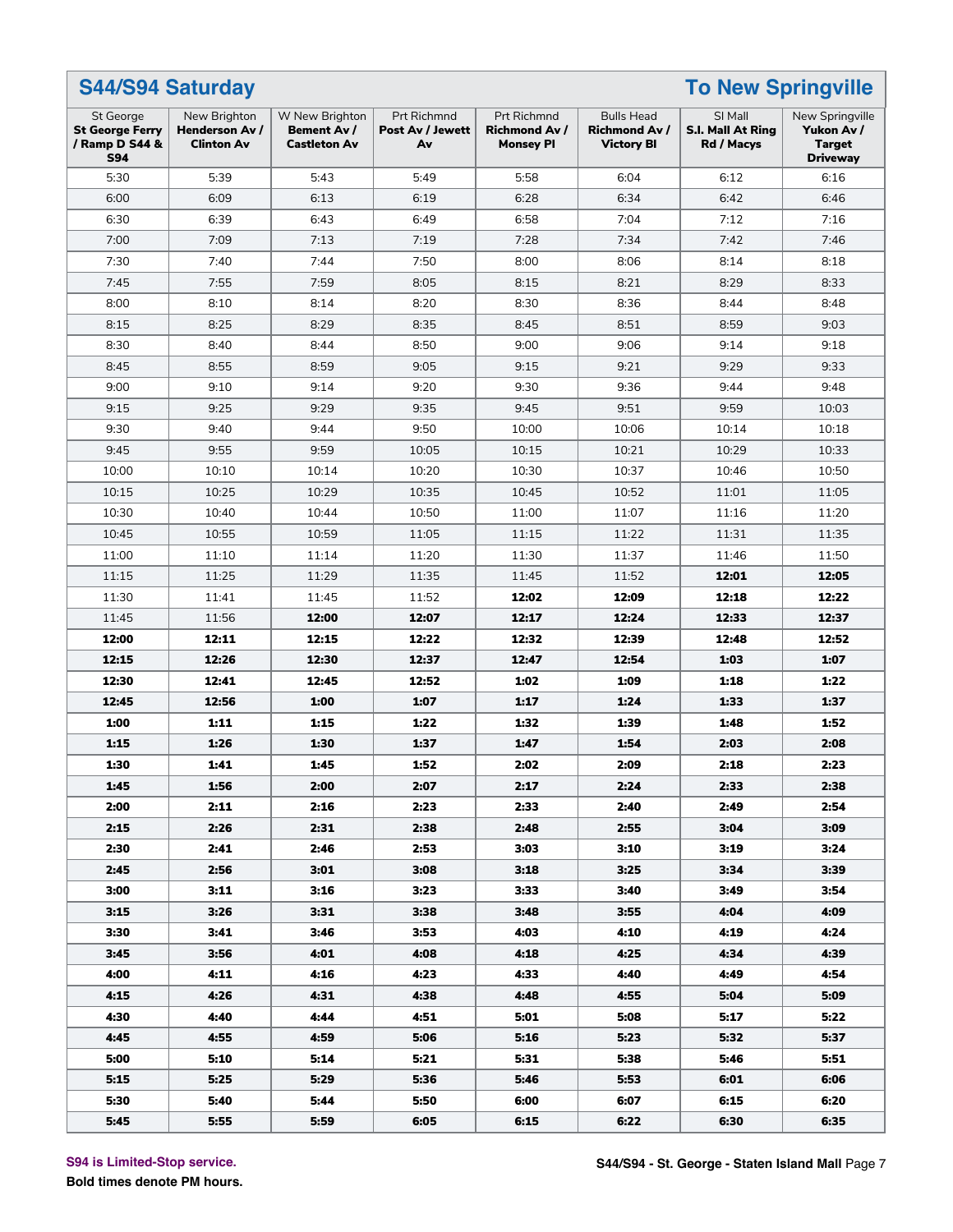## S44/S94 Saturday — To New Springville

| St George **St George Ferry / Ramp D S44 & S94** | New Brighton **Henderson Av / Clinton Av** | W New Brighton **Bement Av / Castleton Av** | Prt Richmnd **Post Av / Jewett Av** | Prt Richmnd **Richmond Av / Monsey Pl** | Bulls Head **Richmond Av / Victory Bl** | SI Mall **S.I. Mall At Ring Rd / Macys** | New Springville **Yukon Av / Target Driveway** |
|---|---|---|---|---|---|---|---|
| 5:30 | 5:39 | 5:43 | 5:49 | 5:58 | 6:04 | 6:12 | 6:16 |
| 6:00 | 6:09 | 6:13 | 6:19 | 6:28 | 6:34 | 6:42 | 6:46 |
| 6:30 | 6:39 | 6:43 | 6:49 | 6:58 | 7:04 | 7:12 | 7:16 |
| 7:00 | 7:09 | 7:13 | 7:19 | 7:28 | 7:34 | 7:42 | 7:46 |
| 7:30 | 7:40 | 7:44 | 7:50 | 8:00 | 8:06 | 8:14 | 8:18 |
| 7:45 | 7:55 | 7:59 | 8:05 | 8:15 | 8:21 | 8:29 | 8:33 |
| 8:00 | 8:10 | 8:14 | 8:20 | 8:30 | 8:36 | 8:44 | 8:48 |
| 8:15 | 8:25 | 8:29 | 8:35 | 8:45 | 8:51 | 8:59 | 9:03 |
| 8:30 | 8:40 | 8:44 | 8:50 | 9:00 | 9:06 | 9:14 | 9:18 |
| 8:45 | 8:55 | 8:59 | 9:05 | 9:15 | 9:21 | 9:29 | 9:33 |
| 9:00 | 9:10 | 9:14 | 9:20 | 9:30 | 9:36 | 9:44 | 9:48 |
| 9:15 | 9:25 | 9:29 | 9:35 | 9:45 | 9:51 | 9:59 | 10:03 |
| 9:30 | 9:40 | 9:44 | 9:50 | 10:00 | 10:06 | 10:14 | 10:18 |
| 9:45 | 9:55 | 9:59 | 10:05 | 10:15 | 10:21 | 10:29 | 10:33 |
| 10:00 | 10:10 | 10:14 | 10:20 | 10:30 | 10:37 | 10:46 | 10:50 |
| 10:15 | 10:25 | 10:29 | 10:35 | 10:45 | 10:52 | 11:01 | 11:05 |
| 10:30 | 10:40 | 10:44 | 10:50 | 11:00 | 11:07 | 11:16 | 11:20 |
| 10:45 | 10:55 | 10:59 | 11:05 | 11:15 | 11:22 | 11:31 | 11:35 |
| 11:00 | 11:10 | 11:14 | 11:20 | 11:30 | 11:37 | 11:46 | 11:50 |
| 11:15 | 11:25 | 11:29 | 11:35 | 11:45 | 11:52 | **12:01** | **12:05** |
| 11:30 | 11:41 | 11:45 | 11:52 | **12:02** | **12:09** | **12:18** | **12:22** |
| 11:45 | 11:56 | **12:00** | **12:07** | **12:17** | **12:24** | **12:33** | **12:37** |
| **12:00** | **12:11** | **12:15** | **12:22** | **12:32** | **12:39** | **12:48** | **12:52** |
| **12:15** | **12:26** | **12:30** | **12:37** | **12:47** | **12:54** | **1:03** | **1:07** |
| **12:30** | **12:41** | **12:45** | **12:52** | **1:02** | **1:09** | **1:18** | **1:22** |
| **12:45** | **12:56** | **1:00** | **1:07** | **1:17** | **1:24** | **1:33** | **1:37** |
| **1:00** | **1:11** | **1:15** | **1:22** | **1:32** | **1:39** | **1:48** | **1:52** |
| **1:15** | **1:26** | **1:30** | **1:37** | **1:47** | **1:54** | **2:03** | **2:08** |
| **1:30** | **1:41** | **1:45** | **1:52** | **2:02** | **2:09** | **2:18** | **2:23** |
| **1:45** | **1:56** | **2:00** | **2:07** | **2:17** | **2:24** | **2:33** | **2:38** |
| **2:00** | **2:11** | **2:16** | **2:23** | **2:33** | **2:40** | **2:49** | **2:54** |
| **2:15** | **2:26** | **2:31** | **2:38** | **2:48** | **2:55** | **3:04** | **3:09** |
| **2:30** | **2:41** | **2:46** | **2:53** | **3:03** | **3:10** | **3:19** | **3:24** |
| **2:45** | **2:56** | **3:01** | **3:08** | **3:18** | **3:25** | **3:34** | **3:39** |
| **3:00** | **3:11** | **3:16** | **3:23** | **3:33** | **3:40** | **3:49** | **3:54** |
| **3:15** | **3:26** | **3:31** | **3:38** | **3:48** | **3:55** | **4:04** | **4:09** |
| **3:30** | **3:41** | **3:46** | **3:53** | **4:03** | **4:10** | **4:19** | **4:24** |
| **3:45** | **3:56** | **4:01** | **4:08** | **4:18** | **4:25** | **4:34** | **4:39** |
| **4:00** | **4:11** | **4:16** | **4:23** | **4:33** | **4:40** | **4:49** | **4:54** |
| **4:15** | **4:26** | **4:31** | **4:38** | **4:48** | **4:55** | **5:04** | **5:09** |
| **4:30** | **4:40** | **4:44** | **4:51** | **5:01** | **5:08** | **5:17** | **5:22** |
| **4:45** | **4:55** | **4:59** | **5:06** | **5:16** | **5:23** | **5:32** | **5:37** |
| **5:00** | **5:10** | **5:14** | **5:21** | **5:31** | **5:38** | **5:46** | **5:51** |
| **5:15** | **5:25** | **5:29** | **5:36** | **5:46** | **5:53** | **6:01** | **6:06** |
| **5:30** | **5:40** | **5:44** | **5:50** | **6:00** | **6:07** | **6:15** | **6:20** |
| **5:45** | **5:55** | **5:59** | **6:05** | **6:15** | **6:22** | **6:30** | **6:35** |

**S94 is Limited-Stop service.**

**Bold times denote PM hours.**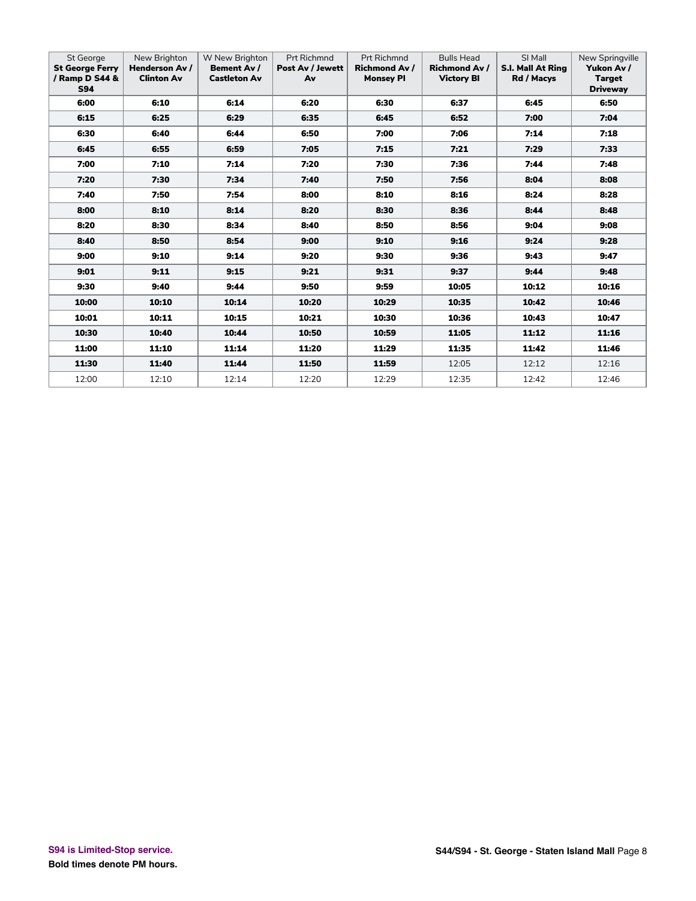| St George **St George Ferry / Ramp D S44 & S94** | New Brighton **Henderson Av / Clinton Av** | W New Brighton **Bement Av / Castleton Av** | Prt Richmnd **Post Av / Jewett Av** | Prt Richmnd **Richmond Av / Monsey Pl** | Bulls Head **Richmond Av / Victory Bl** | SI Mall **S.I. Mall At Ring Rd / Macys** | New Springville **Yukon Av / Target Driveway** |
|---|---|---|---|---|---|---|---|
| **6:00** | **6:10** | **6:14** | **6:20** | **6:30** | **6:37** | **6:45** | **6:50** |
| **6:15** | **6:25** | **6:29** | **6:35** | **6:45** | **6:52** | **7:00** | **7:04** |
| **6:30** | **6:40** | **6:44** | **6:50** | **7:00** | **7:06** | **7:14** | **7:18** |
| **6:45** | **6:55** | **6:59** | **7:05** | **7:15** | **7:21** | **7:29** | **7:33** |
| **7:00** | **7:10** | **7:14** | **7:20** | **7:30** | **7:36** | **7:44** | **7:48** |
| **7:20** | **7:30** | **7:34** | **7:40** | **7:50** | **7:56** | **8:04** | **8:08** |
| **7:40** | **7:50** | **7:54** | **8:00** | **8:10** | **8:16** | **8:24** | **8:28** |
| **8:00** | **8:10** | **8:14** | **8:20** | **8:30** | **8:36** | **8:44** | **8:48** |
| **8:20** | **8:30** | **8:34** | **8:40** | **8:50** | **8:56** | **9:04** | **9:08** |
| **8:40** | **8:50** | **8:54** | **9:00** | **9:10** | **9:16** | **9:24** | **9:28** |
| **9:00** | **9:10** | **9:14** | **9:20** | **9:30** | **9:36** | **9:43** | **9:47** |
| **9:01** | **9:11** | **9:15** | **9:21** | **9:31** | **9:37** | **9:44** | **9:48** |
| **9:30** | **9:40** | **9:44** | **9:50** | **9:59** | **10:05** | **10:12** | **10:16** |
| **10:00** | **10:10** | **10:14** | **10:20** | **10:29** | **10:35** | **10:42** | **10:46** |
| **10:01** | **10:11** | **10:15** | **10:21** | **10:30** | **10:36** | **10:43** | **10:47** |
| **10:30** | **10:40** | **10:44** | **10:50** | **10:59** | **11:05** | **11:12** | **11:16** |
| **11:00** | **11:10** | **11:14** | **11:20** | **11:29** | **11:35** | **11:42** | **11:46** |
| **11:30** | **11:40** | **11:44** | **11:50** | **11:59** | 12:05 | 12:12 | 12:16 |
| 12:00 | 12:10 | 12:14 | 12:20 | 12:29 | 12:35 | 12:42 | 12:46 |

**S94 is Limited-Stop service.**

**Bold times denote PM hours.**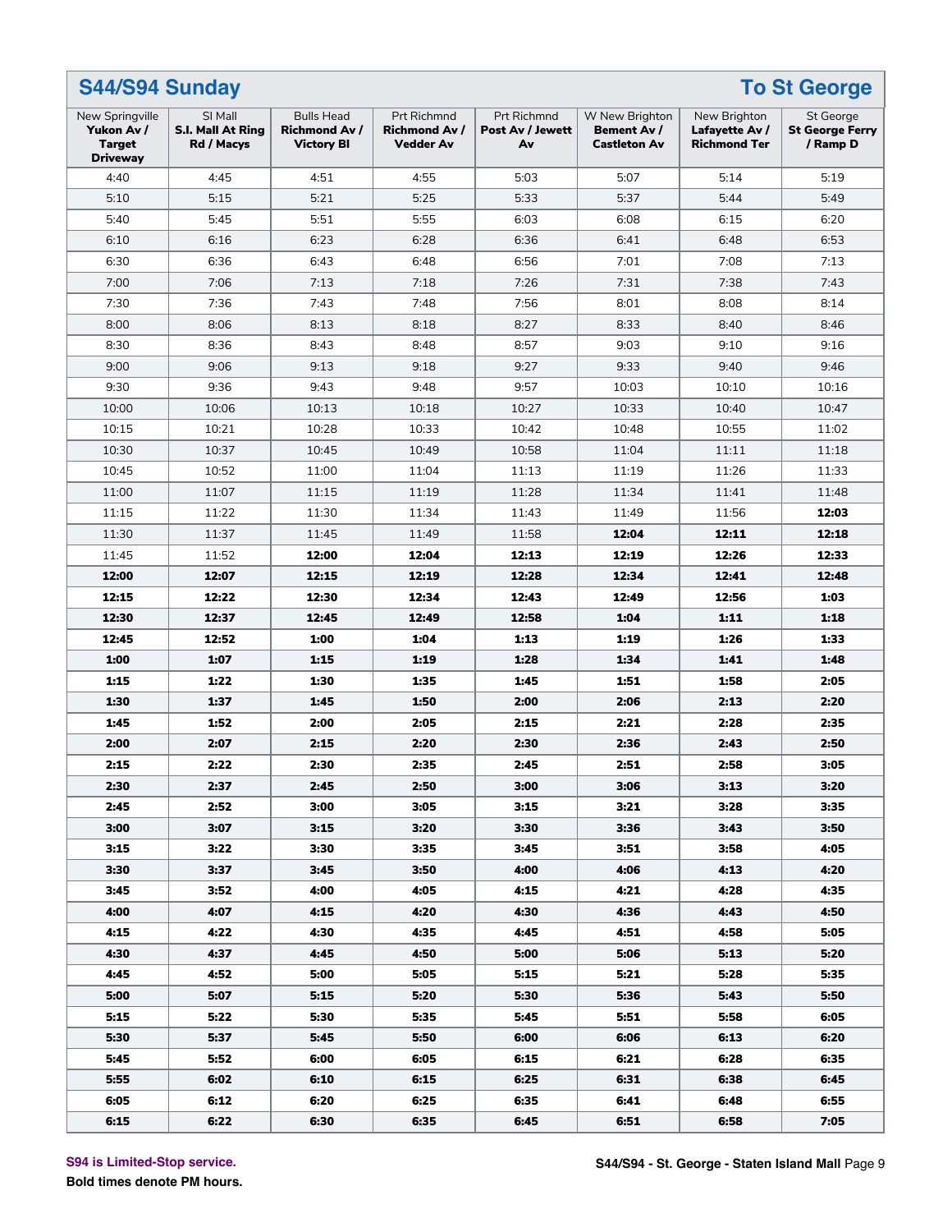## S44/S94 Sunday

## To St George

| New Springville **Yukon Av / Target Driveway** | SI Mall **S.I. Mall At Ring Rd / Macys** | Bulls Head **Richmond Av / Victory Bl** | Prt Richmnd **Richmond Av / Vedder Av** | Prt Richmnd **Post Av / Jewett Av** | W New Brighton **Bement Av / Castleton Av** | New Brighton **Lafayette Av / Richmond Ter** | St George **St George Ferry / Ramp D** |
|---|---|---|---|---|---|---|---|
| 4:40 | 4:45 | 4:51 | 4:55 | 5:03 | 5:07 | 5:14 | 5:19 |
| 5:10 | 5:15 | 5:21 | 5:25 | 5:33 | 5:37 | 5:44 | 5:49 |
| 5:40 | 5:45 | 5:51 | 5:55 | 6:03 | 6:08 | 6:15 | 6:20 |
| 6:10 | 6:16 | 6:23 | 6:28 | 6:36 | 6:41 | 6:48 | 6:53 |
| 6:30 | 6:36 | 6:43 | 6:48 | 6:56 | 7:01 | 7:08 | 7:13 |
| 7:00 | 7:06 | 7:13 | 7:18 | 7:26 | 7:31 | 7:38 | 7:43 |
| 7:30 | 7:36 | 7:43 | 7:48 | 7:56 | 8:01 | 8:08 | 8:14 |
| 8:00 | 8:06 | 8:13 | 8:18 | 8:27 | 8:33 | 8:40 | 8:46 |
| 8:30 | 8:36 | 8:43 | 8:48 | 8:57 | 9:03 | 9:10 | 9:16 |
| 9:00 | 9:06 | 9:13 | 9:18 | 9:27 | 9:33 | 9:40 | 9:46 |
| 9:30 | 9:36 | 9:43 | 9:48 | 9:57 | 10:03 | 10:10 | 10:16 |
| 10:00 | 10:06 | 10:13 | 10:18 | 10:27 | 10:33 | 10:40 | 10:47 |
| 10:15 | 10:21 | 10:28 | 10:33 | 10:42 | 10:48 | 10:55 | 11:02 |
| 10:30 | 10:37 | 10:45 | 10:49 | 10:58 | 11:04 | 11:11 | 11:18 |
| 10:45 | 10:52 | 11:00 | 11:04 | 11:13 | 11:19 | 11:26 | 11:33 |
| 11:00 | 11:07 | 11:15 | 11:19 | 11:28 | 11:34 | 11:41 | 11:48 |
| 11:15 | 11:22 | 11:30 | 11:34 | 11:43 | 11:49 | 11:56 | **12:03** |
| 11:30 | 11:37 | 11:45 | 11:49 | 11:58 | **12:04** | **12:11** | **12:18** |
| 11:45 | 11:52 | **12:00** | **12:04** | **12:13** | **12:19** | **12:26** | **12:33** |
| **12:00** | **12:07** | **12:15** | **12:19** | **12:28** | **12:34** | **12:41** | **12:48** |
| **12:15** | **12:22** | **12:30** | **12:34** | **12:43** | **12:49** | **12:56** | **1:03** |
| **12:30** | **12:37** | **12:45** | **12:49** | **12:58** | **1:04** | **1:11** | **1:18** |
| **12:45** | **12:52** | **1:00** | **1:04** | **1:13** | **1:19** | **1:26** | **1:33** |
| **1:00** | **1:07** | **1:15** | **1:19** | **1:28** | **1:34** | **1:41** | **1:48** |
| **1:15** | **1:22** | **1:30** | **1:35** | **1:45** | **1:51** | **1:58** | **2:05** |
| **1:30** | **1:37** | **1:45** | **1:50** | **2:00** | **2:06** | **2:13** | **2:20** |
| **1:45** | **1:52** | **2:00** | **2:05** | **2:15** | **2:21** | **2:28** | **2:35** |
| **2:00** | **2:07** | **2:15** | **2:20** | **2:30** | **2:36** | **2:43** | **2:50** |
| **2:15** | **2:22** | **2:30** | **2:35** | **2:45** | **2:51** | **2:58** | **3:05** |
| **2:30** | **2:37** | **2:45** | **2:50** | **3:00** | **3:06** | **3:13** | **3:20** |
| **2:45** | **2:52** | **3:00** | **3:05** | **3:15** | **3:21** | **3:28** | **3:35** |
| **3:00** | **3:07** | **3:15** | **3:20** | **3:30** | **3:36** | **3:43** | **3:50** |
| **3:15** | **3:22** | **3:30** | **3:35** | **3:45** | **3:51** | **3:58** | **4:05** |
| **3:30** | **3:37** | **3:45** | **3:50** | **4:00** | **4:06** | **4:13** | **4:20** |
| **3:45** | **3:52** | **4:00** | **4:05** | **4:15** | **4:21** | **4:28** | **4:35** |
| **4:00** | **4:07** | **4:15** | **4:20** | **4:30** | **4:36** | **4:43** | **4:50** |
| **4:15** | **4:22** | **4:30** | **4:35** | **4:45** | **4:51** | **4:58** | **5:05** |
| **4:30** | **4:37** | **4:45** | **4:50** | **5:00** | **5:06** | **5:13** | **5:20** |
| **4:45** | **4:52** | **5:00** | **5:05** | **5:15** | **5:21** | **5:28** | **5:35** |
| **5:00** | **5:07** | **5:15** | **5:20** | **5:30** | **5:36** | **5:43** | **5:50** |
| **5:15** | **5:22** | **5:30** | **5:35** | **5:45** | **5:51** | **5:58** | **6:05** |
| **5:30** | **5:37** | **5:45** | **5:50** | **6:00** | **6:06** | **6:13** | **6:20** |
| **5:45** | **5:52** | **6:00** | **6:05** | **6:15** | **6:21** | **6:28** | **6:35** |
| **5:55** | **6:02** | **6:10** | **6:15** | **6:25** | **6:31** | **6:38** | **6:45** |
| **6:05** | **6:12** | **6:20** | **6:25** | **6:35** | **6:41** | **6:48** | **6:55** |
| **6:15** | **6:22** | **6:30** | **6:35** | **6:45** | **6:51** | **6:58** | **7:05** |

**S94 is Limited-Stop service.**

**Bold times denote PM hours.**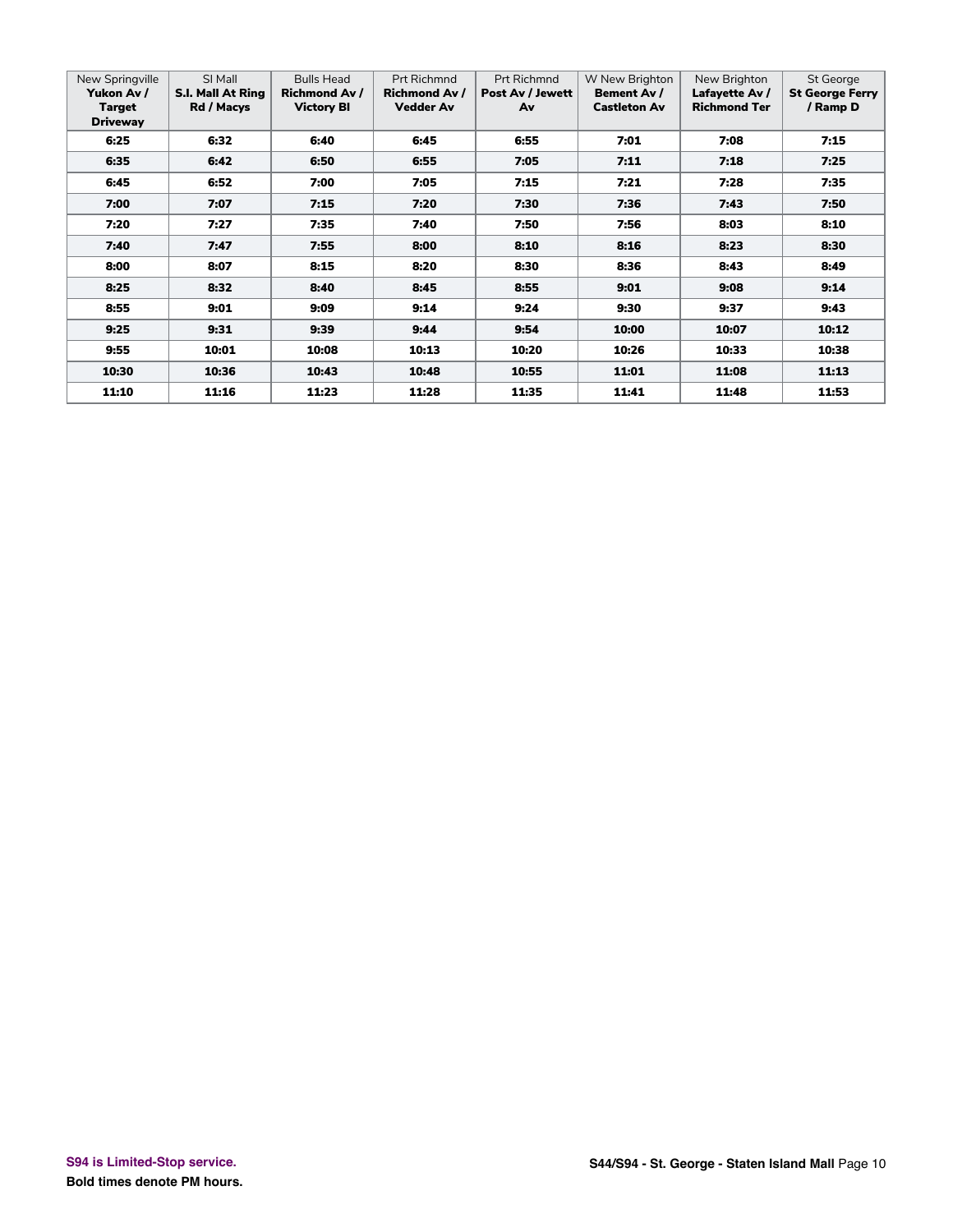| New Springville **Yukon Av / Target Driveway** | SI Mall **S.I. Mall At Ring Rd / Macys** | Bulls Head **Richmond Av / Victory Bl** | Prt Richmnd **Richmond Av / Vedder Av** | Prt Richmnd **Post Av / Jewett Av** | W New Brighton **Bement Av / Castleton Av** | New Brighton **Lafayette Av / Richmond Ter** | St George **St George Ferry / Ramp D** |
|---|---|---|---|---|---|---|---|
| **6:25** | **6:32** | **6:40** | **6:45** | **6:55** | **7:01** | **7:08** | **7:15** |
| **6:35** | **6:42** | **6:50** | **6:55** | **7:05** | **7:11** | **7:18** | **7:25** |
| **6:45** | **6:52** | **7:00** | **7:05** | **7:15** | **7:21** | **7:28** | **7:35** |
| **7:00** | **7:07** | **7:15** | **7:20** | **7:30** | **7:36** | **7:43** | **7:50** |
| **7:20** | **7:27** | **7:35** | **7:40** | **7:50** | **7:56** | **8:03** | **8:10** |
| **7:40** | **7:47** | **7:55** | **8:00** | **8:10** | **8:16** | **8:23** | **8:30** |
| **8:00** | **8:07** | **8:15** | **8:20** | **8:30** | **8:36** | **8:43** | **8:49** |
| **8:25** | **8:32** | **8:40** | **8:45** | **8:55** | **9:01** | **9:08** | **9:14** |
| **8:55** | **9:01** | **9:09** | **9:14** | **9:24** | **9:30** | **9:37** | **9:43** |
| **9:25** | **9:31** | **9:39** | **9:44** | **9:54** | **10:00** | **10:07** | **10:12** |
| **9:55** | **10:01** | **10:08** | **10:13** | **10:20** | **10:26** | **10:33** | **10:38** |
| **10:30** | **10:36** | **10:43** | **10:48** | **10:55** | **11:01** | **11:08** | **11:13** |
| **11:10** | **11:16** | **11:23** | **11:28** | **11:35** | **11:41** | **11:48** | **11:53** |

**S94 is Limited-Stop service.**

**Bold times denote PM hours.**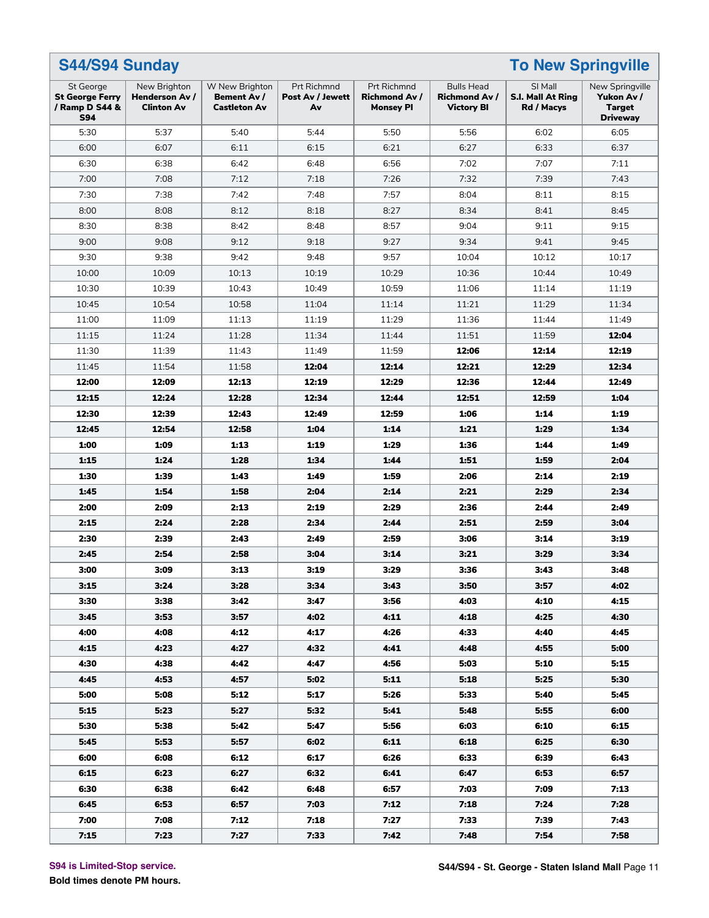## S44/S94 Sunday — To New Springville

| St George **St George Ferry / Ramp D S44 & S94** | New Brighton **Henderson Av / Clinton Av** | W New Brighton **Bement Av / Castleton Av** | Prt Richmnd **Post Av / Jewett Av** | Prt Richmnd **Richmond Av / Monsey Pl** | Bulls Head **Richmond Av / Victory Bl** | SI Mall **S.I. Mall At Ring Rd / Macys** | New Springville **Yukon Av / Target Driveway** |
|---|---|---|---|---|---|---|---|
| 5:30 | 5:37 | 5:40 | 5:44 | 5:50 | 5:56 | 6:02 | 6:05 |
| 6:00 | 6:07 | 6:11 | 6:15 | 6:21 | 6:27 | 6:33 | 6:37 |
| 6:30 | 6:38 | 6:42 | 6:48 | 6:56 | 7:02 | 7:07 | 7:11 |
| 7:00 | 7:08 | 7:12 | 7:18 | 7:26 | 7:32 | 7:39 | 7:43 |
| 7:30 | 7:38 | 7:42 | 7:48 | 7:57 | 8:04 | 8:11 | 8:15 |
| 8:00 | 8:08 | 8:12 | 8:18 | 8:27 | 8:34 | 8:41 | 8:45 |
| 8:30 | 8:38 | 8:42 | 8:48 | 8:57 | 9:04 | 9:11 | 9:15 |
| 9:00 | 9:08 | 9:12 | 9:18 | 9:27 | 9:34 | 9:41 | 9:45 |
| 9:30 | 9:38 | 9:42 | 9:48 | 9:57 | 10:04 | 10:12 | 10:17 |
| 10:00 | 10:09 | 10:13 | 10:19 | 10:29 | 10:36 | 10:44 | 10:49 |
| 10:30 | 10:39 | 10:43 | 10:49 | 10:59 | 11:06 | 11:14 | 11:19 |
| 10:45 | 10:54 | 10:58 | 11:04 | 11:14 | 11:21 | 11:29 | 11:34 |
| 11:00 | 11:09 | 11:13 | 11:19 | 11:29 | 11:36 | 11:44 | 11:49 |
| 11:15 | 11:24 | 11:28 | 11:34 | 11:44 | 11:51 | 11:59 | **12:04** |
| 11:30 | 11:39 | 11:43 | 11:49 | 11:59 | **12:06** | **12:14** | **12:19** |
| 11:45 | 11:54 | 11:58 | **12:04** | **12:14** | **12:21** | **12:29** | **12:34** |
| **12:00** | **12:09** | **12:13** | **12:19** | **12:29** | **12:36** | **12:44** | **12:49** |
| **12:15** | **12:24** | **12:28** | **12:34** | **12:44** | **12:51** | **12:59** | **1:04** |
| **12:30** | **12:39** | **12:43** | **12:49** | **12:59** | **1:06** | **1:14** | **1:19** |
| **12:45** | **12:54** | **12:58** | **1:04** | **1:14** | **1:21** | **1:29** | **1:34** |
| **1:00** | **1:09** | **1:13** | **1:19** | **1:29** | **1:36** | **1:44** | **1:49** |
| **1:15** | **1:24** | **1:28** | **1:34** | **1:44** | **1:51** | **1:59** | **2:04** |
| **1:30** | **1:39** | **1:43** | **1:49** | **1:59** | **2:06** | **2:14** | **2:19** |
| **1:45** | **1:54** | **1:58** | **2:04** | **2:14** | **2:21** | **2:29** | **2:34** |
| **2:00** | **2:09** | **2:13** | **2:19** | **2:29** | **2:36** | **2:44** | **2:49** |
| **2:15** | **2:24** | **2:28** | **2:34** | **2:44** | **2:51** | **2:59** | **3:04** |
| **2:30** | **2:39** | **2:43** | **2:49** | **2:59** | **3:06** | **3:14** | **3:19** |
| **2:45** | **2:54** | **2:58** | **3:04** | **3:14** | **3:21** | **3:29** | **3:34** |
| **3:00** | **3:09** | **3:13** | **3:19** | **3:29** | **3:36** | **3:43** | **3:48** |
| **3:15** | **3:24** | **3:28** | **3:34** | **3:43** | **3:50** | **3:57** | **4:02** |
| **3:30** | **3:38** | **3:42** | **3:47** | **3:56** | **4:03** | **4:10** | **4:15** |
| **3:45** | **3:53** | **3:57** | **4:02** | **4:11** | **4:18** | **4:25** | **4:30** |
| **4:00** | **4:08** | **4:12** | **4:17** | **4:26** | **4:33** | **4:40** | **4:45** |
| **4:15** | **4:23** | **4:27** | **4:32** | **4:41** | **4:48** | **4:55** | **5:00** |
| **4:30** | **4:38** | **4:42** | **4:47** | **4:56** | **5:03** | **5:10** | **5:15** |
| **4:45** | **4:53** | **4:57** | **5:02** | **5:11** | **5:18** | **5:25** | **5:30** |
| **5:00** | **5:08** | **5:12** | **5:17** | **5:26** | **5:33** | **5:40** | **5:45** |
| **5:15** | **5:23** | **5:27** | **5:32** | **5:41** | **5:48** | **5:55** | **6:00** |
| **5:30** | **5:38** | **5:42** | **5:47** | **5:56** | **6:03** | **6:10** | **6:15** |
| **5:45** | **5:53** | **5:57** | **6:02** | **6:11** | **6:18** | **6:25** | **6:30** |
| **6:00** | **6:08** | **6:12** | **6:17** | **6:26** | **6:33** | **6:39** | **6:43** |
| **6:15** | **6:23** | **6:27** | **6:32** | **6:41** | **6:47** | **6:53** | **6:57** |
| **6:30** | **6:38** | **6:42** | **6:48** | **6:57** | **7:03** | **7:09** | **7:13** |
| **6:45** | **6:53** | **6:57** | **7:03** | **7:12** | **7:18** | **7:24** | **7:28** |
| **7:00** | **7:08** | **7:12** | **7:18** | **7:27** | **7:33** | **7:39** | **7:43** |
| **7:15** | **7:23** | **7:27** | **7:33** | **7:42** | **7:48** | **7:54** | **7:58** |

**S94 is Limited-Stop service.**

**Bold times denote PM hours.**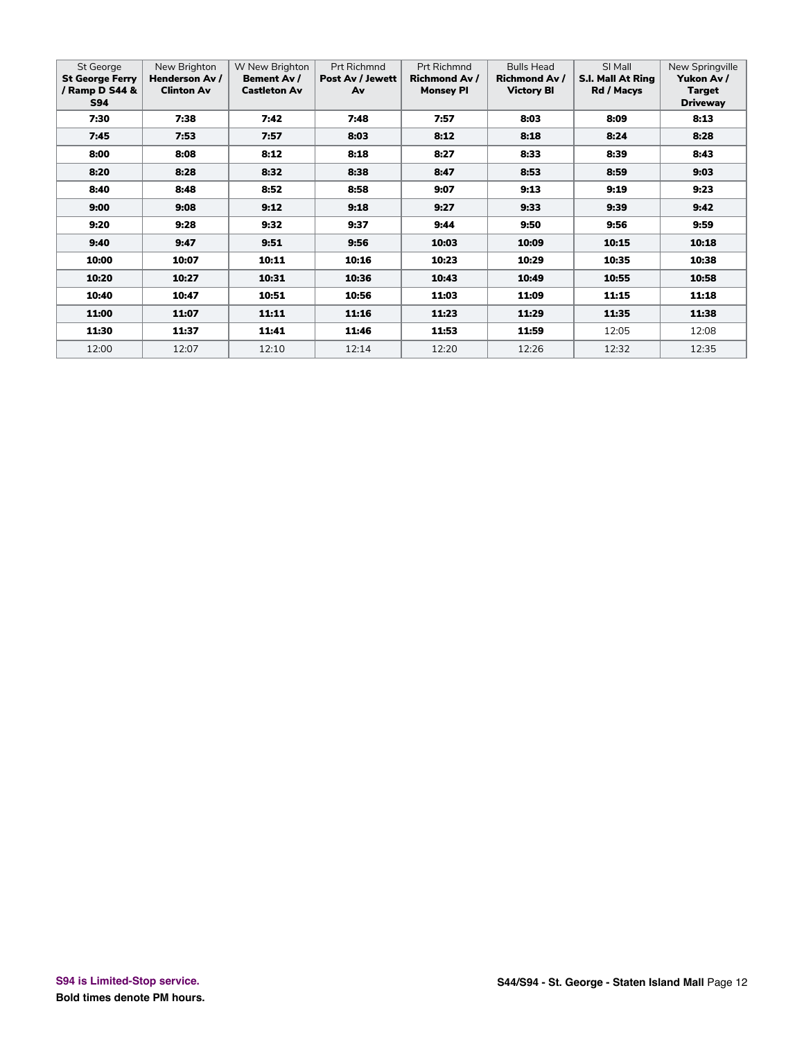| St George **St George Ferry / Ramp D S44 & S94** | New Brighton **Henderson Av / Clinton Av** | W New Brighton **Bement Av / Castleton Av** | Prt Richmnd **Post Av / Jewett Av** | Prt Richmnd **Richmond Av / Monsey Pl** | Bulls Head **Richmond Av / Victory Bl** | SI Mall **S.I. Mall At Ring Rd / Macys** | New Springville **Yukon Av / Target Driveway** |
|---|---|---|---|---|---|---|---|
| **7:30** | **7:38** | **7:42** | **7:48** | **7:57** | **8:03** | **8:09** | **8:13** |
| **7:45** | **7:53** | **7:57** | **8:03** | **8:12** | **8:18** | **8:24** | **8:28** |
| **8:00** | **8:08** | **8:12** | **8:18** | **8:27** | **8:33** | **8:39** | **8:43** |
| **8:20** | **8:28** | **8:32** | **8:38** | **8:47** | **8:53** | **8:59** | **9:03** |
| **8:40** | **8:48** | **8:52** | **8:58** | **9:07** | **9:13** | **9:19** | **9:23** |
| **9:00** | **9:08** | **9:12** | **9:18** | **9:27** | **9:33** | **9:39** | **9:42** |
| **9:20** | **9:28** | **9:32** | **9:37** | **9:44** | **9:50** | **9:56** | **9:59** |
| **9:40** | **9:47** | **9:51** | **9:56** | **10:03** | **10:09** | **10:15** | **10:18** |
| **10:00** | **10:07** | **10:11** | **10:16** | **10:23** | **10:29** | **10:35** | **10:38** |
| **10:20** | **10:27** | **10:31** | **10:36** | **10:43** | **10:49** | **10:55** | **10:58** |
| **10:40** | **10:47** | **10:51** | **10:56** | **11:03** | **11:09** | **11:15** | **11:18** |
| **11:00** | **11:07** | **11:11** | **11:16** | **11:23** | **11:29** | **11:35** | **11:38** |
| **11:30** | **11:37** | **11:41** | **11:46** | **11:53** | **11:59** | 12:05 | 12:08 |
| 12:00 | 12:07 | 12:10 | 12:14 | 12:20 | 12:26 | 12:32 | 12:35 |

**S94 is Limited-Stop service.**

**Bold times denote PM hours.**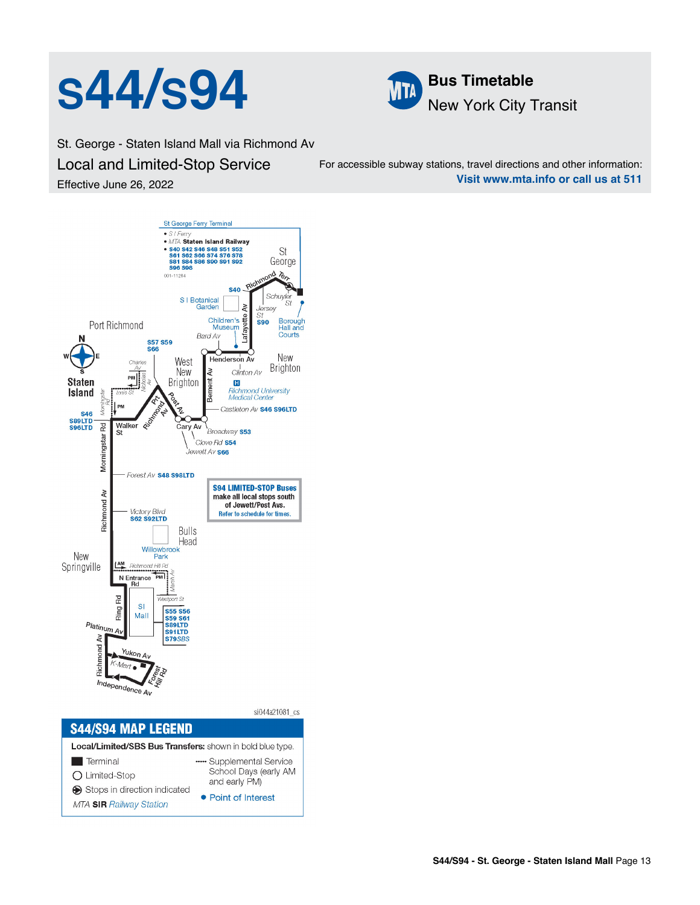# S44/S94

**Bus Timetable**
New York City Transit

St. George - Staten Island Mall via Richmond Av

## Local and Limited-Stop Service

Effective June 26, 2022

For accessible subway stations, travel directions and other information:
**Visit www.mta.info or call us at 511**

St George Ferry Terminal
- S I Ferry
- MTA **Staten Island Railway**
- **S40 S42 S46 S48 S51 S52 S61 S62 S66 S74 S76 S78 S81 S84 S86 S90 S91 S92 S96 S98**

St George

Richmond Terr · S40 · Schuyler St · Jersey St · S90 · S I Botanical Garden · Children's Museum · Borough Hall and Courts · Bard Av · Lafayette Av · Henderson Av · New Brighton · Clinton Av · Richmond University Medical Center · Castleton Av **S46 S96LTD** · Bement Av

Port Richmond · **S57 S59 S66** · Charles Av · Nicholas Av · West New Brighton · Innis St · Morningstar Rd · Prt Richmond Av · Post Av · Cary Av · Walker St · **S46 S89LTD S96LTD** · Broadway **S53** · Clove Rd **S54** · Jewett Av **S66**

Staten Island

Morningstar Rd · Forest Av **S48 S98LTD**

**S94 LIMITED-STOP Buses** make all local stops south of Jewett/Post Avs. Refer to schedule for times.

Richmond Av · Victory Blvd **S62 S92LTD** · Bulls Head · Willowbrook Park · New Springville · Richmond Hill Rd · N Entrance Rd · Marsh Av · Westport St · Ring Rd · SI Mall **S55 S56 S59 S61 S89LTD S91LTD S79SBS** · Platinum Av · Richmond Av · Yukon Av · K-Mart · Forest Hill Rd · Independence Av

## S44/S94 MAP LEGEND

**Local/Limited/SBS Bus Transfers:** shown in bold blue type.

- Terminal
- Limited-Stop
- Stops in direction indicated
- MTA **SIR** Railway Station
- Supplemental Service School Days (early AM and early PM)
- Point of Interest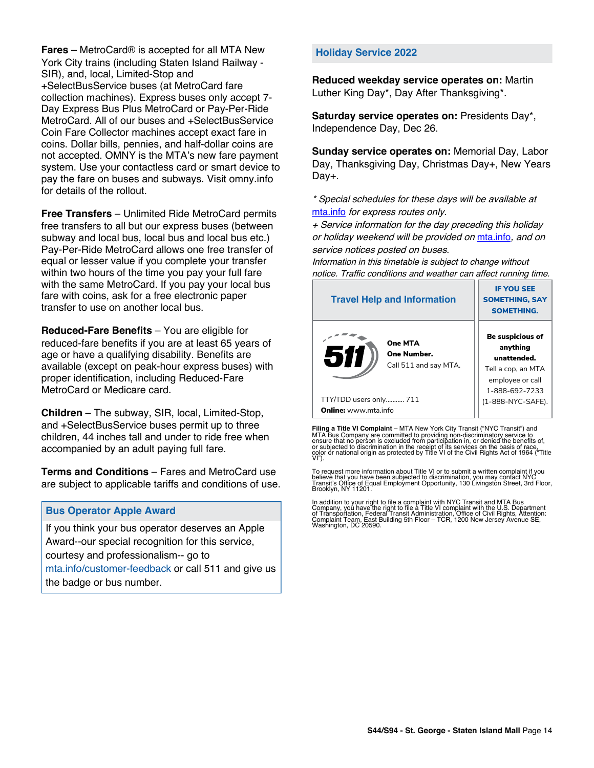**Fares** – MetroCard® is accepted for all MTA New York City trains (including Staten Island Railway - SIR), and, local, Limited-Stop and +SelectBusService buses (at MetroCard fare collection machines). Express buses only accept 7-Day Express Bus Plus MetroCard or Pay-Per-Ride MetroCard. All of our buses and +SelectBusService Coin Fare Collector machines accept exact fare in coins. Dollar bills, pennies, and half-dollar coins are not accepted. OMNY is the MTA's new fare payment system. Use your contactless card or smart device to pay the fare on buses and subways. Visit omny.info for details of the rollout.

**Free Transfers** – Unlimited Ride MetroCard permits free transfers to all but our express buses (between subway and local bus, local bus and local bus etc.) Pay-Per-Ride MetroCard allows one free transfer of equal or lesser value if you complete your transfer within two hours of the time you pay your full fare with the same MetroCard. If you pay your local bus fare with coins, ask for a free electronic paper transfer to use on another local bus.

**Reduced-Fare Benefits** – You are eligible for reduced-fare benefits if you are at least 65 years of age or have a qualifying disability. Benefits are available (except on peak-hour express buses) with proper identification, including Reduced-Fare MetroCard or Medicare card.

**Children** – The subway, SIR, local, Limited-Stop, and +SelectBusService buses permit up to three children, 44 inches tall and under to ride free when accompanied by an adult paying full fare.

**Terms and Conditions** – Fares and MetroCard use are subject to applicable tariffs and conditions of use.

## Bus Operator Apple Award

If you think your bus operator deserves an Apple Award--our special recognition for this service, courtesy and professionalism-- go to mta.info/customer-feedback or call 511 and give us the badge or bus number.

## Holiday Service 2022

**Reduced weekday service operates on:** Martin Luther King Day*, Day After Thanksgiving*.

**Saturday service operates on:** Presidents Day*, Independence Day, Dec 26.

**Sunday service operates on:** Memorial Day, Labor Day, Thanksgiving Day, Christmas Day+, New Years Day+.

*\* Special schedules for these days will be available at mta.info for express routes only.*
*+ Service information for the day preceding this holiday or holiday weekend will be provided on mta.info, and on service notices posted on buses.*
*Information in this timetable is subject to change without notice. Traffic conditions and weather can affect running time.*

## Travel Help and Information

511

**One MTA**
**One Number.**
Call 511 and say MTA.

TTY/TDD users only........... 711
**Online:** www.mta.info

## IF YOU SEE SOMETHING, SAY SOMETHING.

**Be suspicious of anything unattended.**
Tell a cop, an MTA employee or call 1-888-692-7233 (1-888-NYC-SAFE).

**Filing a Title VI Complaint** – MTA New York City Transit ("NYC Transit") and MTA Bus Company are committed to providing non-discriminatory service to ensure that no person is excluded from participation in, or denied the benefits of, or subjected to discrimination in the receipt of its services on the basis of race, color or national origin as protected by Title VI of the Civil Rights Act of 1964 ("Title VI").

To request more information about Title VI or to submit a written complaint if you believe that you have been subjected to discrimination, you may contact NYC Transit's Office of Equal Employment Opportunity, 130 Livingston Street, 3rd Floor, Brooklyn, NY 11201.

In addition to your right to file a complaint with NYC Transit and MTA Bus Company, you have the right to file a Title VI complaint with the U.S. Department of Transportation, Federal Transit Administration, Office of Civil Rights, Attention: Complaint Team, East Building 5th Floor – TCR, 1200 New Jersey Avenue SE, Washington, DC 20590.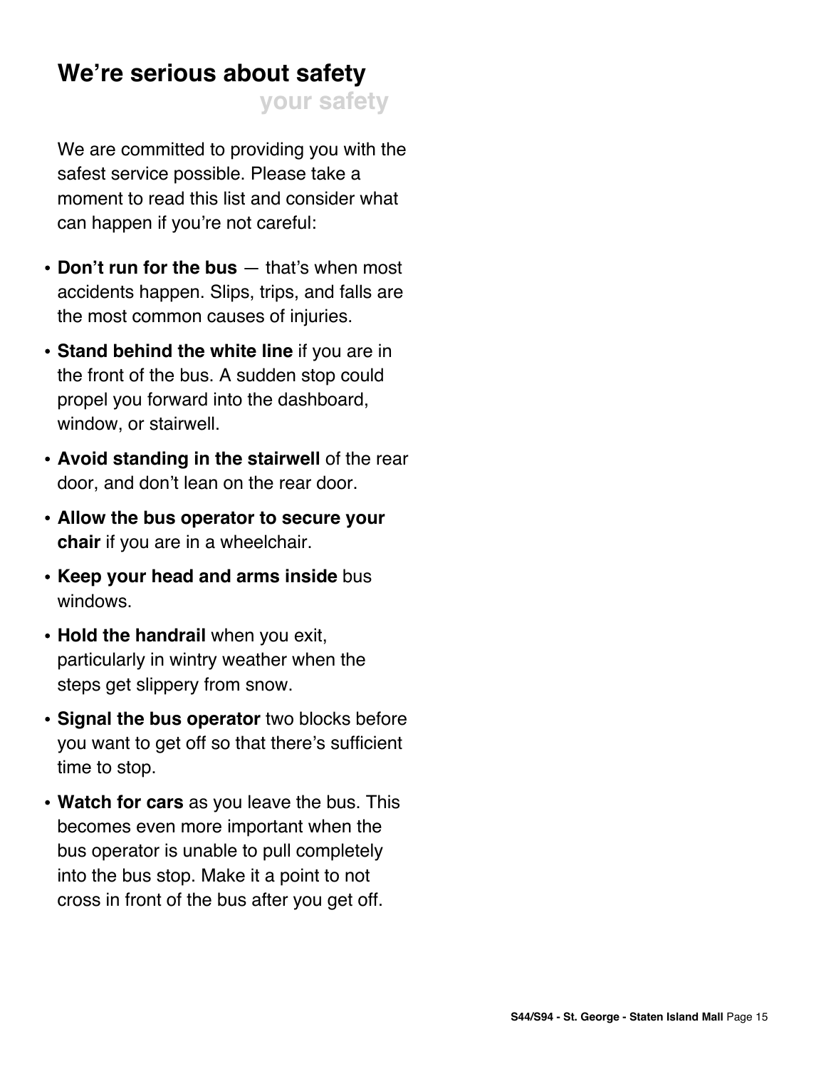# We're serious about safety

## your safety

We are committed to providing you with the safest service possible. Please take a moment to read this list and consider what can happen if you're not careful:

- **Don't run for the bus** — that's when most accidents happen. Slips, trips, and falls are the most common causes of injuries.
- **Stand behind the white line** if you are in the front of the bus. A sudden stop could propel you forward into the dashboard, window, or stairwell.
- **Avoid standing in the stairwell** of the rear door, and don't lean on the rear door.
- **Allow the bus operator to secure your chair** if you are in a wheelchair.
- **Keep your head and arms inside** bus windows.
- **Hold the handrail** when you exit, particularly in wintry weather when the steps get slippery from snow.
- **Signal the bus operator** two blocks before you want to get off so that there's sufficient time to stop.
- **Watch for cars** as you leave the bus. This becomes even more important when the bus operator is unable to pull completely into the bus stop. Make it a point to not cross in front of the bus after you get off.